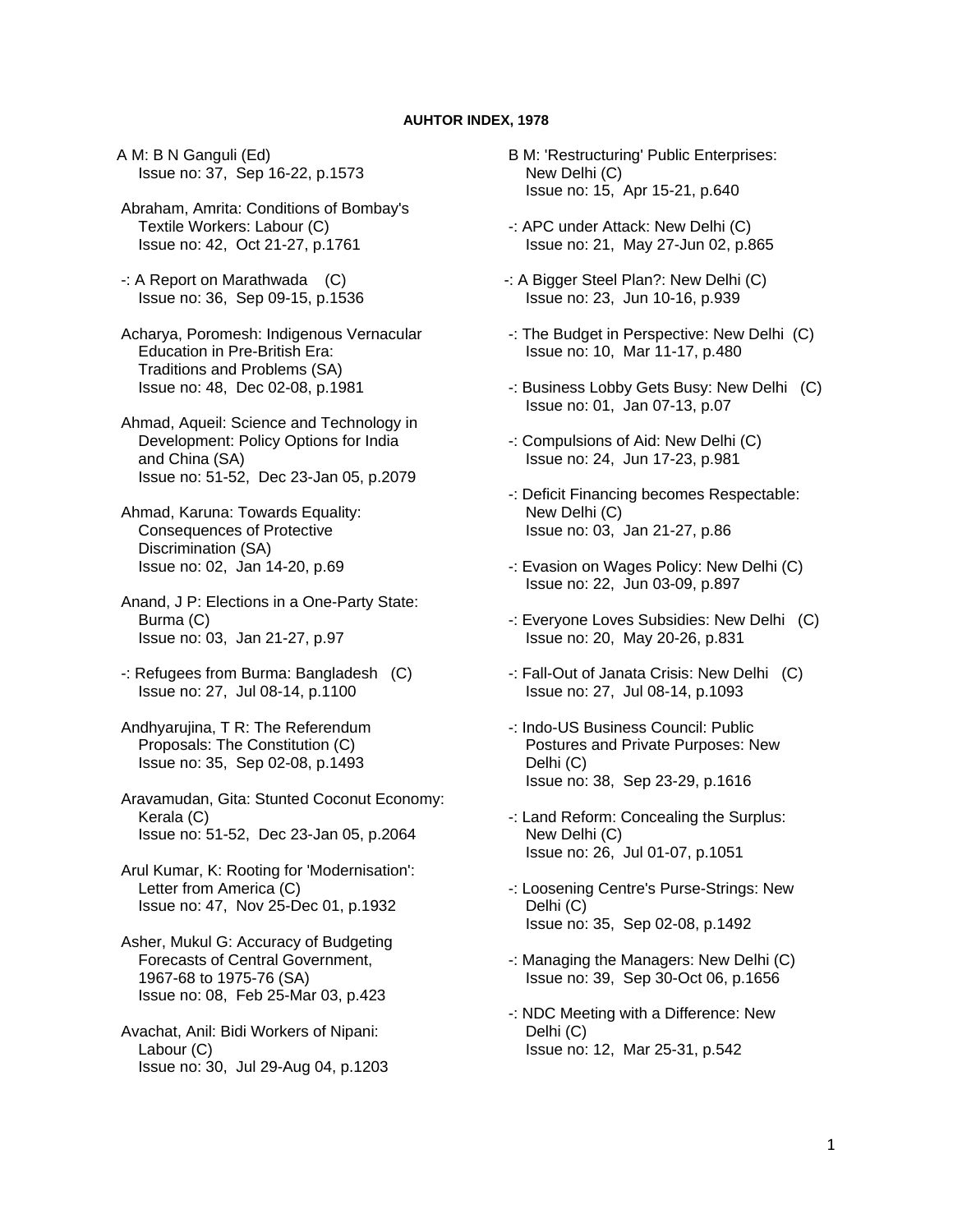# AUHTOR INDEX, 1978

A M: B N Ganguli (Ed)
Issue no: 37, Sep 16-22, p.1573

Abraham, Amrita: Conditions of Bombay's Textile Workers: Labour (C)
Issue no: 42, Oct 21-27, p.1761

-: A Report on Marathwada (C)
Issue no: 36, Sep 09-15, p.1536

Acharya, Poromesh: Indigenous Vernacular Education in Pre-British Era: Traditions and Problems (SA)
Issue no: 48, Dec 02-08, p.1981

Ahmad, Aqueil: Science and Technology in Development: Policy Options for India and China (SA)
Issue no: 51-52, Dec 23-Jan 05, p.2079

Ahmad, Karuna: Towards Equality: Consequences of Protective Discrimination (SA)
Issue no: 02, Jan 14-20, p.69

Anand, J P: Elections in a One-Party State: Burma (C)
Issue no: 03, Jan 21-27, p.97

-: Refugees from Burma: Bangladesh (C)
Issue no: 27, Jul 08-14, p.1100

Andhyarujina, T R: The Referendum Proposals: The Constitution (C)
Issue no: 35, Sep 02-08, p.1493

Aravamudan, Gita: Stunted Coconut Economy: Kerala (C)
Issue no: 51-52, Dec 23-Jan 05, p.2064

Arul Kumar, K: Rooting for 'Modernisation': Letter from America (C)
Issue no: 47, Nov 25-Dec 01, p.1932

Asher, Mukul G: Accuracy of Budgeting Forecasts of Central Government, 1967-68 to 1975-76 (SA)
Issue no: 08, Feb 25-Mar 03, p.423

Avachat, Anil: Bidi Workers of Nipani: Labour (C)
Issue no: 30, Jul 29-Aug 04, p.1203

B M: 'Restructuring' Public Enterprises: New Delhi (C)
Issue no: 15, Apr 15-21, p.640

-: APC under Attack: New Delhi (C)
Issue no: 21, May 27-Jun 02, p.865

-: A Bigger Steel Plan?: New Delhi (C)
Issue no: 23, Jun 10-16, p.939

-: The Budget in Perspective: New Delhi (C)
Issue no: 10, Mar 11-17, p.480

-: Business Lobby Gets Busy: New Delhi (C)
Issue no: 01, Jan 07-13, p.07

-: Compulsions of Aid: New Delhi (C)
Issue no: 24, Jun 17-23, p.981

-: Deficit Financing becomes Respectable: New Delhi (C)
Issue no: 03, Jan 21-27, p.86

-: Evasion on Wages Policy: New Delhi (C)
Issue no: 22, Jun 03-09, p.897

-: Everyone Loves Subsidies: New Delhi (C)
Issue no: 20, May 20-26, p.831

-: Fall-Out of Janata Crisis: New Delhi (C)
Issue no: 27, Jul 08-14, p.1093

-: Indo-US Business Council: Public Postures and Private Purposes: New Delhi (C)
Issue no: 38, Sep 23-29, p.1616

-: Land Reform: Concealing the Surplus: New Delhi (C)
Issue no: 26, Jul 01-07, p.1051

-: Loosening Centre's Purse-Strings: New Delhi (C)
Issue no: 35, Sep 02-08, p.1492

-: Managing the Managers: New Delhi (C)
Issue no: 39, Sep 30-Oct 06, p.1656

-: NDC Meeting with a Difference: New Delhi (C)
Issue no: 12, Mar 25-31, p.542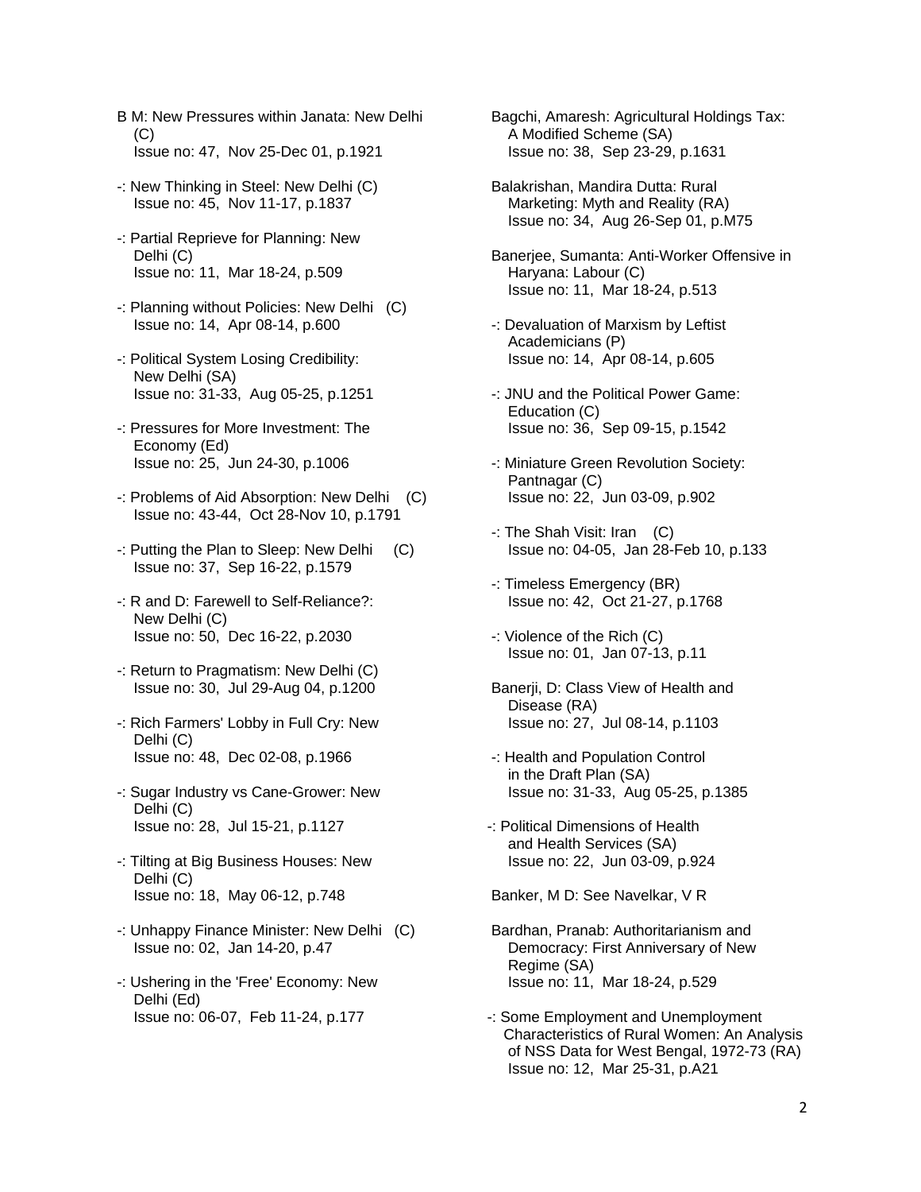B M: New Pressures within Janata: New Delhi (C)
Issue no: 47, Nov 25-Dec 01, p.1921

-: New Thinking in Steel: New Delhi (C)
Issue no: 45, Nov 11-17, p.1837

-: Partial Reprieve for Planning: New Delhi (C)
Issue no: 11, Mar 18-24, p.509

-: Planning without Policies: New Delhi (C)
Issue no: 14, Apr 08-14, p.600

-: Political System Losing Credibility: New Delhi (SA)
Issue no: 31-33, Aug 05-25, p.1251

-: Pressures for More Investment: The Economy (Ed)
Issue no: 25, Jun 24-30, p.1006

-: Problems of Aid Absorption: New Delhi (C)
Issue no: 43-44, Oct 28-Nov 10, p.1791

-: Putting the Plan to Sleep: New Delhi (C)
Issue no: 37, Sep 16-22, p.1579

-: R and D: Farewell to Self-Reliance?: New Delhi (C)
Issue no: 50, Dec 16-22, p.2030

-: Return to Pragmatism: New Delhi (C)
Issue no: 30, Jul 29-Aug 04, p.1200

-: Rich Farmers' Lobby in Full Cry: New Delhi (C)
Issue no: 48, Dec 02-08, p.1966

-: Sugar Industry vs Cane-Grower: New Delhi (C)
Issue no: 28, Jul 15-21, p.1127

-: Tilting at Big Business Houses: New Delhi (C)
Issue no: 18, May 06-12, p.748

-: Unhappy Finance Minister: New Delhi (C)
Issue no: 02, Jan 14-20, p.47

-: Ushering in the 'Free' Economy: New Delhi (Ed)
Issue no: 06-07, Feb 11-24, p.177

Bagchi, Amaresh: Agricultural Holdings Tax: A Modified Scheme (SA)
Issue no: 38, Sep 23-29, p.1631

Balakrishan, Mandira Dutta: Rural Marketing: Myth and Reality (RA)
Issue no: 34, Aug 26-Sep 01, p.M75

Banerjee, Sumanta: Anti-Worker Offensive in Haryana: Labour (C)
Issue no: 11, Mar 18-24, p.513

-: Devaluation of Marxism by Leftist Academicians (P)
Issue no: 14, Apr 08-14, p.605

-: JNU and the Political Power Game: Education (C)
Issue no: 36, Sep 09-15, p.1542

-: Miniature Green Revolution Society: Pantnagar (C)
Issue no: 22, Jun 03-09, p.902

-: The Shah Visit: Iran (C)
Issue no: 04-05, Jan 28-Feb 10, p.133

-: Timeless Emergency (BR)
Issue no: 42, Oct 21-27, p.1768

-: Violence of the Rich (C)
Issue no: 01, Jan 07-13, p.11

Banerji, D: Class View of Health and Disease (RA)
Issue no: 27, Jul 08-14, p.1103

-: Health and Population Control in the Draft Plan (SA)
Issue no: 31-33, Aug 05-25, p.1385

-: Political Dimensions of Health and Health Services (SA)
Issue no: 22, Jun 03-09, p.924

Banker, M D: See Navelkar, V R

Bardhan, Pranab: Authoritarianism and Democracy: First Anniversary of New Regime (SA)
Issue no: 11, Mar 18-24, p.529

-: Some Employment and Unemployment Characteristics of Rural Women: An Analysis of NSS Data for West Bengal, 1972-73 (RA)
Issue no: 12, Mar 25-31, p.A21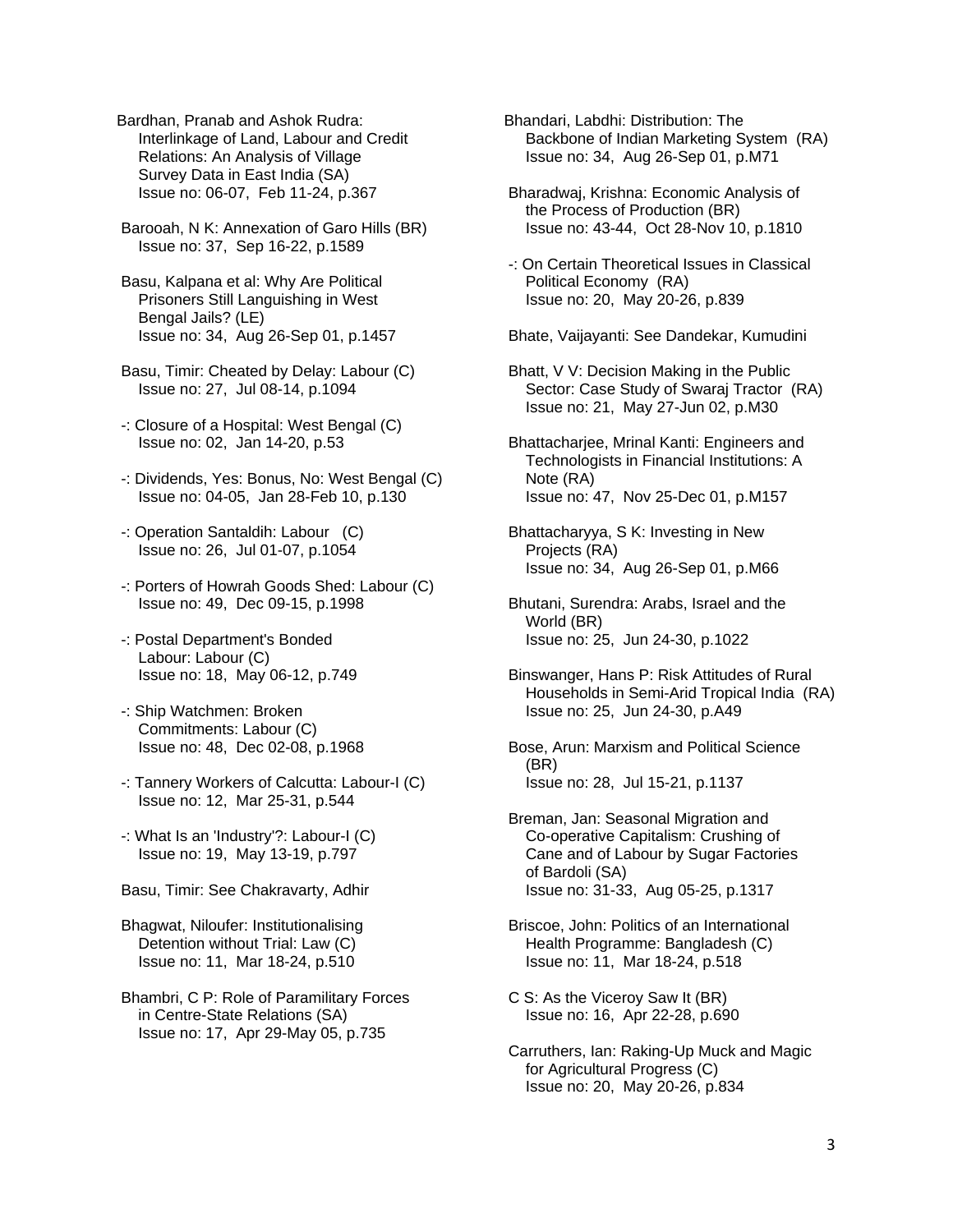Bardhan, Pranab and Ashok Rudra: Interlinkage of Land, Labour and Credit Relations: An Analysis of Village Survey Data in East India (SA)
Issue no: 06-07, Feb 11-24, p.367

Barooah, N K: Annexation of Garo Hills (BR)
Issue no: 37, Sep 16-22, p.1589

Basu, Kalpana et al: Why Are Political Prisoners Still Languishing in West Bengal Jails? (LE)
Issue no: 34, Aug 26-Sep 01, p.1457

Basu, Timir: Cheated by Delay: Labour (C)
Issue no: 27, Jul 08-14, p.1094

-: Closure of a Hospital: West Bengal (C)
Issue no: 02, Jan 14-20, p.53

-: Dividends, Yes: Bonus, No: West Bengal (C)
Issue no: 04-05, Jan 28-Feb 10, p.130

-: Operation Santaldih: Labour (C)
Issue no: 26, Jul 01-07, p.1054

-: Porters of Howrah Goods Shed: Labour (C)
Issue no: 49, Dec 09-15, p.1998

-: Postal Department's Bonded Labour: Labour (C)
Issue no: 18, May 06-12, p.749

-: Ship Watchmen: Broken Commitments: Labour (C)
Issue no: 48, Dec 02-08, p.1968

-: Tannery Workers of Calcutta: Labour-I (C)
Issue no: 12, Mar 25-31, p.544

-: What Is an 'Industry'?: Labour-I (C)
Issue no: 19, May 13-19, p.797

Basu, Timir: See Chakravarty, Adhir

Bhagwat, Niloufer: Institutionalising Detention without Trial: Law (C)
Issue no: 11, Mar 18-24, p.510

Bhambri, C P: Role of Paramilitary Forces in Centre-State Relations (SA)
Issue no: 17, Apr 29-May 05, p.735

Bhandari, Labdhi: Distribution: The Backbone of Indian Marketing System (RA)
Issue no: 34, Aug 26-Sep 01, p.M71

Bharadwaj, Krishna: Economic Analysis of the Process of Production (BR)
Issue no: 43-44, Oct 28-Nov 10, p.1810

-: On Certain Theoretical Issues in Classical Political Economy (RA)
Issue no: 20, May 20-26, p.839

Bhate, Vaijayanti: See Dandekar, Kumudini

Bhatt, V V: Decision Making in the Public Sector: Case Study of Swaraj Tractor (RA)
Issue no: 21, May 27-Jun 02, p.M30

Bhattacharjee, Mrinal Kanti: Engineers and Technologists in Financial Institutions: A Note (RA)
Issue no: 47, Nov 25-Dec 01, p.M157

Bhattacharyya, S K: Investing in New Projects (RA)
Issue no: 34, Aug 26-Sep 01, p.M66

Bhutani, Surendra: Arabs, Israel and the World (BR)
Issue no: 25, Jun 24-30, p.1022

Binswanger, Hans P: Risk Attitudes of Rural Households in Semi-Arid Tropical India (RA)
Issue no: 25, Jun 24-30, p.A49

Bose, Arun: Marxism and Political Science (BR)
Issue no: 28, Jul 15-21, p.1137

Breman, Jan: Seasonal Migration and Co-operative Capitalism: Crushing of Cane and of Labour by Sugar Factories of Bardoli (SA)
Issue no: 31-33, Aug 05-25, p.1317

Briscoe, John: Politics of an International Health Programme: Bangladesh (C)
Issue no: 11, Mar 18-24, p.518

C S: As the Viceroy Saw It (BR)
Issue no: 16, Apr 22-28, p.690

Carruthers, Ian: Raking-Up Muck and Magic for Agricultural Progress (C)
Issue no: 20, May 20-26, p.834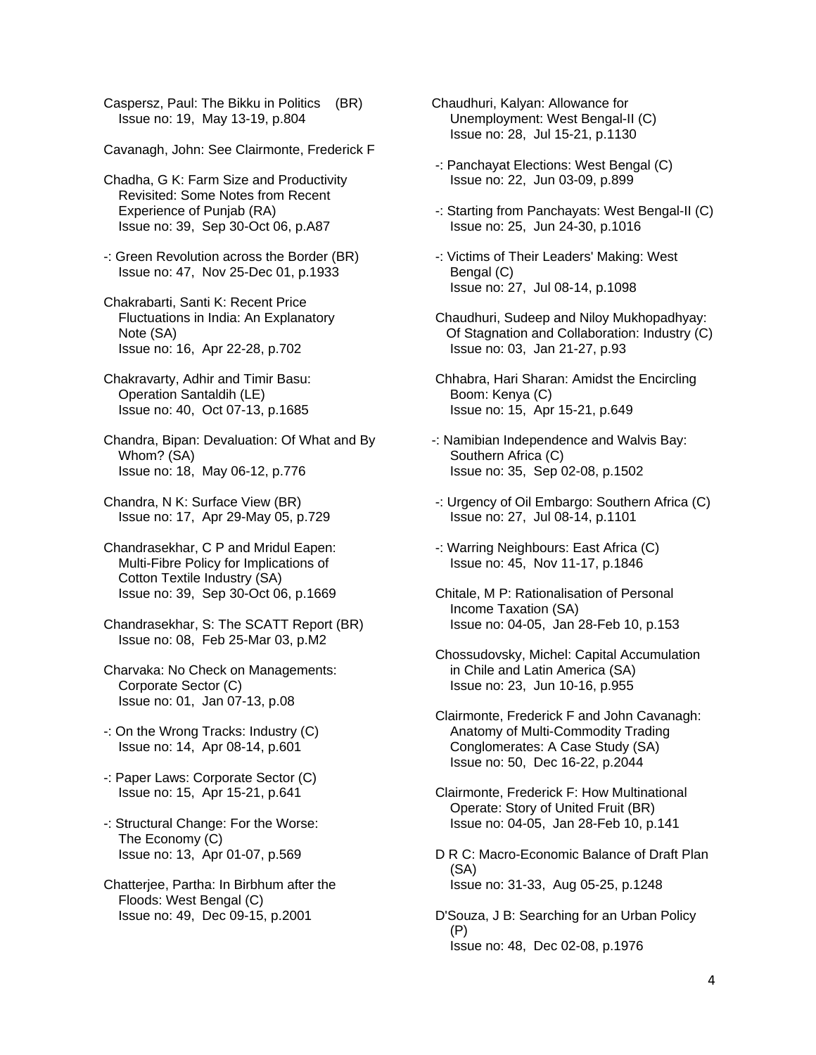Caspersz, Paul: The Bikku in Politics (BR)
Issue no: 19, May 13-19, p.804

Cavanagh, John: See Clairmonte, Frederick F

Chadha, G K: Farm Size and Productivity Revisited: Some Notes from Recent Experience of Punjab (RA)
Issue no: 39, Sep 30-Oct 06, p.A87

-: Green Revolution across the Border (BR)
Issue no: 47, Nov 25-Dec 01, p.1933

Chakrabarti, Santi K: Recent Price Fluctuations in India: An Explanatory Note (SA)
Issue no: 16, Apr 22-28, p.702

Chakravarty, Adhir and Timir Basu: Operation Santaldih (LE)
Issue no: 40, Oct 07-13, p.1685

Chandra, Bipan: Devaluation: Of What and By Whom? (SA)
Issue no: 18, May 06-12, p.776

Chandra, N K: Surface View (BR)
Issue no: 17, Apr 29-May 05, p.729

Chandrasekhar, C P and Mridul Eapen: Multi-Fibre Policy for Implications of Cotton Textile Industry (SA)
Issue no: 39, Sep 30-Oct 06, p.1669

Chandrasekhar, S: The SCATT Report (BR)
Issue no: 08, Feb 25-Mar 03, p.M2

Charvaka: No Check on Managements: Corporate Sector (C)
Issue no: 01, Jan 07-13, p.08

-: On the Wrong Tracks: Industry (C)
Issue no: 14, Apr 08-14, p.601

-: Paper Laws: Corporate Sector (C)
Issue no: 15, Apr 15-21, p.641

-: Structural Change: For the Worse: The Economy (C)
Issue no: 13, Apr 01-07, p.569

Chatterjee, Partha: In Birbhum after the Floods: West Bengal (C)
Issue no: 49, Dec 09-15, p.2001

Chaudhuri, Kalyan: Allowance for Unemployment: West Bengal-II (C)
Issue no: 28, Jul 15-21, p.1130

-: Panchayat Elections: West Bengal (C)
Issue no: 22, Jun 03-09, p.899

-: Starting from Panchayats: West Bengal-II (C)
Issue no: 25, Jun 24-30, p.1016

-: Victims of Their Leaders' Making: West Bengal (C)
Issue no: 27, Jul 08-14, p.1098

Chaudhuri, Sudeep and Niloy Mukhopadhyay: Of Stagnation and Collaboration: Industry (C)
Issue no: 03, Jan 21-27, p.93

Chhabra, Hari Sharan: Amidst the Encircling Boom: Kenya (C)
Issue no: 15, Apr 15-21, p.649

-: Namibian Independence and Walvis Bay: Southern Africa (C)
Issue no: 35, Sep 02-08, p.1502

-: Urgency of Oil Embargo: Southern Africa (C)
Issue no: 27, Jul 08-14, p.1101

-: Warring Neighbours: East Africa (C)
Issue no: 45, Nov 11-17, p.1846

Chitale, M P: Rationalisation of Personal Income Taxation (SA)
Issue no: 04-05, Jan 28-Feb 10, p.153

Chossudovsky, Michel: Capital Accumulation in Chile and Latin America (SA)
Issue no: 23, Jun 10-16, p.955

Clairmonte, Frederick F and John Cavanagh: Anatomy of Multi-Commodity Trading Conglomerates: A Case Study (SA)
Issue no: 50, Dec 16-22, p.2044

Clairmonte, Frederick F: How Multinational Operate: Story of United Fruit (BR)
Issue no: 04-05, Jan 28-Feb 10, p.141

D R C: Macro-Economic Balance of Draft Plan (SA)
Issue no: 31-33, Aug 05-25, p.1248

D'Souza, J B: Searching for an Urban Policy (P)
Issue no: 48, Dec 02-08, p.1976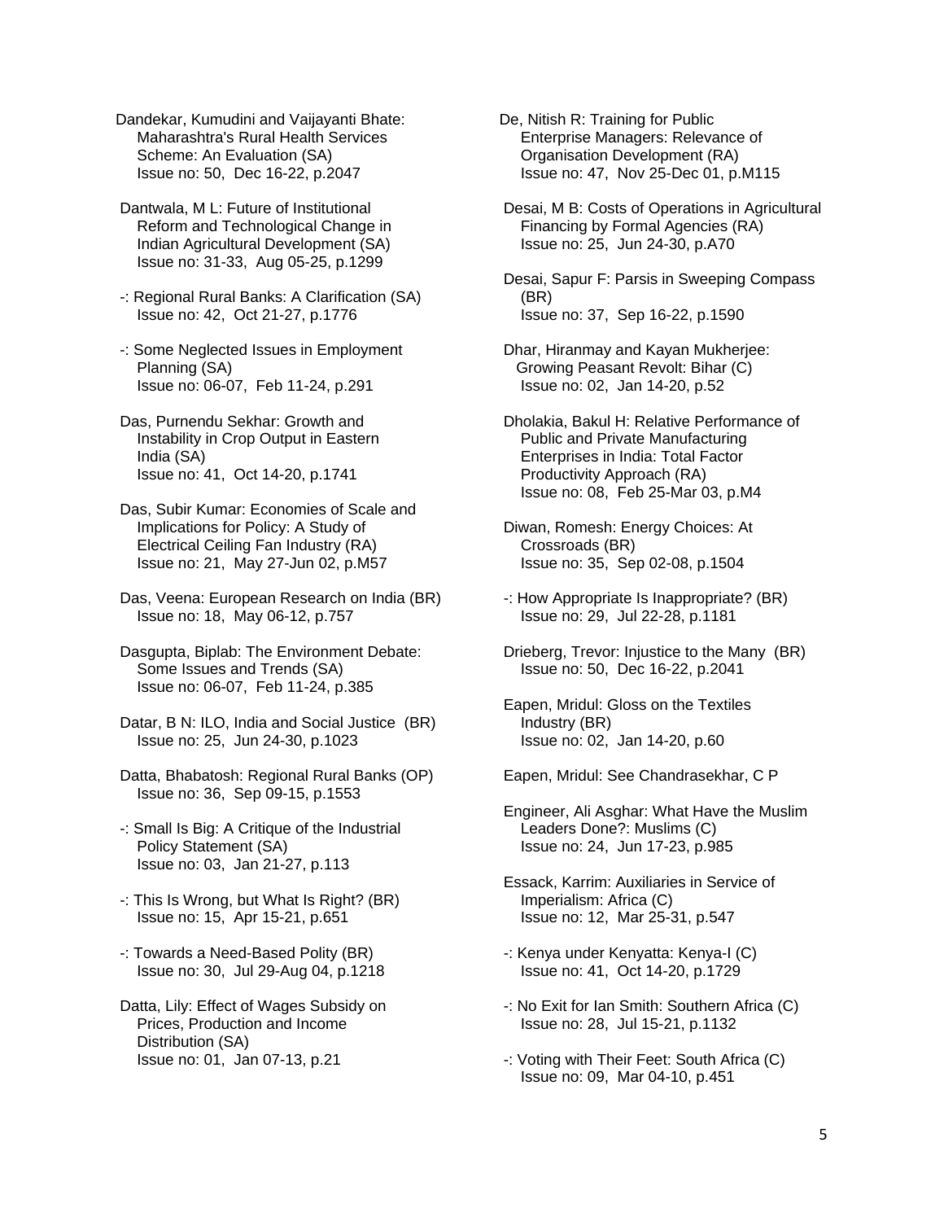Dandekar, Kumudini and Vaijayanti Bhate: Maharashtra's Rural Health Services Scheme: An Evaluation (SA)
Issue no: 50, Dec 16-22, p.2047

Dantwala, M L: Future of Institutional Reform and Technological Change in Indian Agricultural Development (SA)
Issue no: 31-33, Aug 05-25, p.1299

-: Regional Rural Banks: A Clarification (SA)
Issue no: 42, Oct 21-27, p.1776

-: Some Neglected Issues in Employment Planning (SA)
Issue no: 06-07, Feb 11-24, p.291

Das, Purnendu Sekhar: Growth and Instability in Crop Output in Eastern India (SA)
Issue no: 41, Oct 14-20, p.1741

Das, Subir Kumar: Economies of Scale and Implications for Policy: A Study of Electrical Ceiling Fan Industry (RA)
Issue no: 21, May 27-Jun 02, p.M57

Das, Veena: European Research on India (BR)
Issue no: 18, May 06-12, p.757

Dasgupta, Biplab: The Environment Debate: Some Issues and Trends (SA)
Issue no: 06-07, Feb 11-24, p.385

Datar, B N: ILO, India and Social Justice (BR)
Issue no: 25, Jun 24-30, p.1023

Datta, Bhabatosh: Regional Rural Banks (OP)
Issue no: 36, Sep 09-15, p.1553

-: Small Is Big: A Critique of the Industrial Policy Statement (SA)
Issue no: 03, Jan 21-27, p.113

-: This Is Wrong, but What Is Right? (BR)
Issue no: 15, Apr 15-21, p.651

-: Towards a Need-Based Polity (BR)
Issue no: 30, Jul 29-Aug 04, p.1218

Datta, Lily: Effect of Wages Subsidy on Prices, Production and Income Distribution (SA)
Issue no: 01, Jan 07-13, p.21

De, Nitish R: Training for Public Enterprise Managers: Relevance of Organisation Development (RA)
Issue no: 47, Nov 25-Dec 01, p.M115

Desai, M B: Costs of Operations in Agricultural Financing by Formal Agencies (RA)
Issue no: 25, Jun 24-30, p.A70

Desai, Sapur F: Parsis in Sweeping Compass (BR)
Issue no: 37, Sep 16-22, p.1590

Dhar, Hiranmay and Kayan Mukherjee: Growing Peasant Revolt: Bihar (C)
Issue no: 02, Jan 14-20, p.52

Dholakia, Bakul H: Relative Performance of Public and Private Manufacturing Enterprises in India: Total Factor Productivity Approach (RA)
Issue no: 08, Feb 25-Mar 03, p.M4

Diwan, Romesh: Energy Choices: At Crossroads (BR)
Issue no: 35, Sep 02-08, p.1504

-: How Appropriate Is Inappropriate? (BR)
Issue no: 29, Jul 22-28, p.1181

Drieberg, Trevor: Injustice to the Many (BR)
Issue no: 50, Dec 16-22, p.2041

Eapen, Mridul: Gloss on the Textiles Industry (BR)
Issue no: 02, Jan 14-20, p.60

Eapen, Mridul: See Chandrasekhar, C P

Engineer, Ali Asghar: What Have the Muslim Leaders Done?: Muslims (C)
Issue no: 24, Jun 17-23, p.985

Essack, Karrim: Auxiliaries in Service of Imperialism: Africa (C)
Issue no: 12, Mar 25-31, p.547

-: Kenya under Kenyatta: Kenya-I (C)
Issue no: 41, Oct 14-20, p.1729

-: No Exit for Ian Smith: Southern Africa (C)
Issue no: 28, Jul 15-21, p.1132

-: Voting with Their Feet: South Africa (C)
Issue no: 09, Mar 04-10, p.451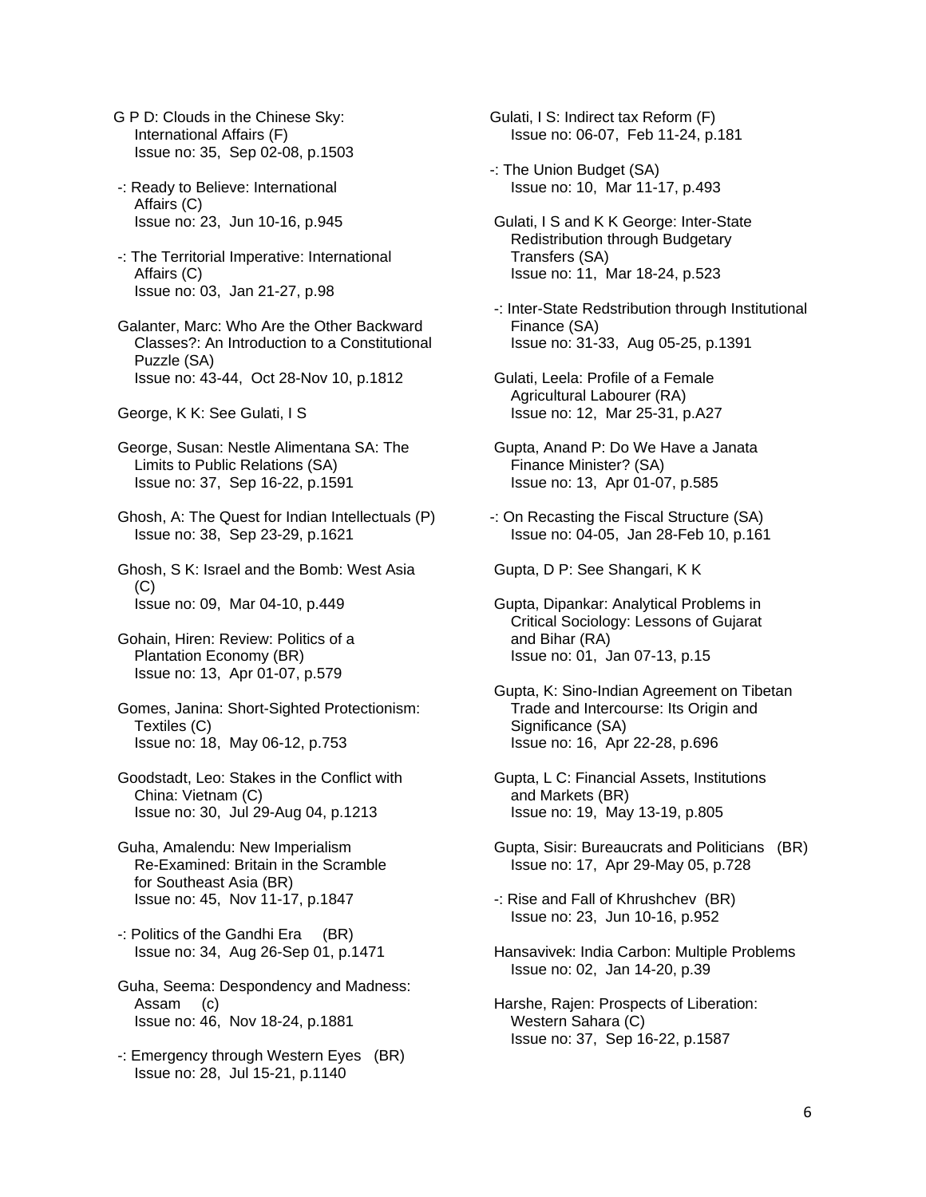G P D: Clouds in the Chinese Sky: International Affairs (F)
Issue no: 35, Sep 02-08, p.1503

-: Ready to Believe: International Affairs (C)
Issue no: 23, Jun 10-16, p.945

-: The Territorial Imperative: International Affairs (C)
Issue no: 03, Jan 21-27, p.98

Galanter, Marc: Who Are the Other Backward Classes?: An Introduction to a Constitutional Puzzle (SA)
Issue no: 43-44, Oct 28-Nov 10, p.1812

George, K K: See Gulati, I S

George, Susan: Nestle Alimentana SA: The Limits to Public Relations (SA)
Issue no: 37, Sep 16-22, p.1591

Ghosh, A: The Quest for Indian Intellectuals (P)
Issue no: 38, Sep 23-29, p.1621

Ghosh, S K: Israel and the Bomb: West Asia (C)
Issue no: 09, Mar 04-10, p.449

Gohain, Hiren: Review: Politics of a Plantation Economy (BR)
Issue no: 13, Apr 01-07, p.579

Gomes, Janina: Short-Sighted Protectionism: Textiles (C)
Issue no: 18, May 06-12, p.753

Goodstadt, Leo: Stakes in the Conflict with China: Vietnam (C)
Issue no: 30, Jul 29-Aug 04, p.1213

Guha, Amalendu: New Imperialism Re-Examined: Britain in the Scramble for Southeast Asia (BR)
Issue no: 45, Nov 11-17, p.1847

-: Politics of the Gandhi Era (BR)
Issue no: 34, Aug 26-Sep 01, p.1471

Guha, Seema: Despondency and Madness: Assam (c)
Issue no: 46, Nov 18-24, p.1881

-: Emergency through Western Eyes (BR)
Issue no: 28, Jul 15-21, p.1140

Gulati, I S: Indirect tax Reform (F)
Issue no: 06-07, Feb 11-24, p.181

-: The Union Budget (SA)
Issue no: 10, Mar 11-17, p.493

Gulati, I S and K K George: Inter-State Redistribution through Budgetary Transfers (SA)
Issue no: 11, Mar 18-24, p.523

-: Inter-State Redstribution through Institutional Finance (SA)
Issue no: 31-33, Aug 05-25, p.1391

Gulati, Leela: Profile of a Female Agricultural Labourer (RA)
Issue no: 12, Mar 25-31, p.A27

Gupta, Anand P: Do We Have a Janata Finance Minister? (SA)
Issue no: 13, Apr 01-07, p.585

-: On Recasting the Fiscal Structure (SA)
Issue no: 04-05, Jan 28-Feb 10, p.161

Gupta, D P: See Shangari, K K

Gupta, Dipankar: Analytical Problems in Critical Sociology: Lessons of Gujarat and Bihar (RA)
Issue no: 01, Jan 07-13, p.15

Gupta, K: Sino-Indian Agreement on Tibetan Trade and Intercourse: Its Origin and Significance (SA)
Issue no: 16, Apr 22-28, p.696

Gupta, L C: Financial Assets, Institutions and Markets (BR)
Issue no: 19, May 13-19, p.805

Gupta, Sisir: Bureaucrats and Politicians (BR)
Issue no: 17, Apr 29-May 05, p.728

-: Rise and Fall of Khrushchev (BR)
Issue no: 23, Jun 10-16, p.952

Hansavivek: India Carbon: Multiple Problems
Issue no: 02, Jan 14-20, p.39

Harshe, Rajen: Prospects of Liberation: Western Sahara (C)
Issue no: 37, Sep 16-22, p.1587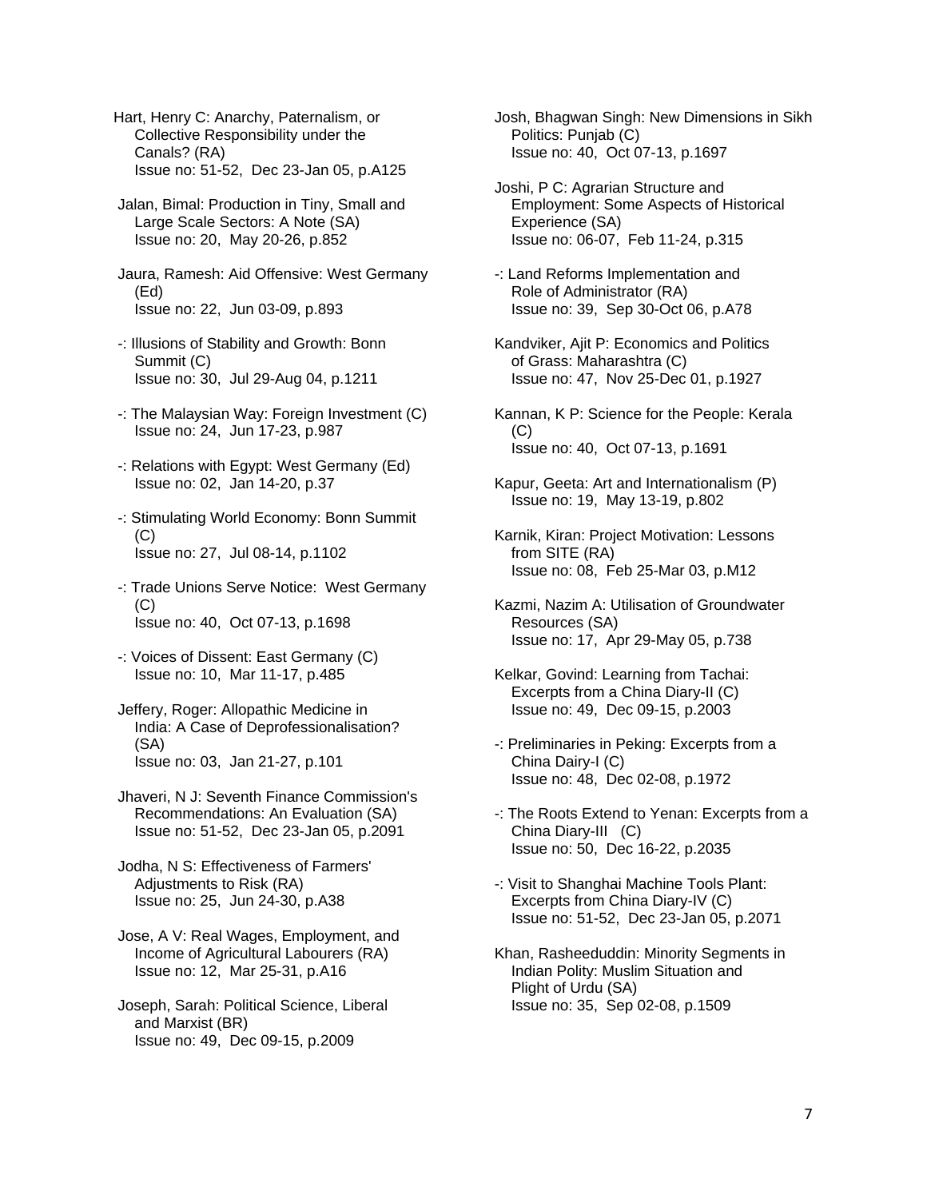Hart, Henry C: Anarchy, Paternalism, or Collective Responsibility under the Canals? (RA)
Issue no: 51-52, Dec 23-Jan 05, p.A125

Jalan, Bimal: Production in Tiny, Small and Large Scale Sectors: A Note (SA)
Issue no: 20, May 20-26, p.852

Jaura, Ramesh: Aid Offensive: West Germany (Ed)
Issue no: 22, Jun 03-09, p.893

-: Illusions of Stability and Growth: Bonn Summit (C)
Issue no: 30, Jul 29-Aug 04, p.1211

-: The Malaysian Way: Foreign Investment (C)
Issue no: 24, Jun 17-23, p.987

-: Relations with Egypt: West Germany (Ed)
Issue no: 02, Jan 14-20, p.37

-: Stimulating World Economy: Bonn Summit (C)
Issue no: 27, Jul 08-14, p.1102

-: Trade Unions Serve Notice: West Germany (C)
Issue no: 40, Oct 07-13, p.1698

-: Voices of Dissent: East Germany (C)
Issue no: 10, Mar 11-17, p.485

Jeffery, Roger: Allopathic Medicine in India: A Case of Deprofessionalisation? (SA)
Issue no: 03, Jan 21-27, p.101

Jhaveri, N J: Seventh Finance Commission's Recommendations: An Evaluation (SA)
Issue no: 51-52, Dec 23-Jan 05, p.2091

Jodha, N S: Effectiveness of Farmers' Adjustments to Risk (RA)
Issue no: 25, Jun 24-30, p.A38

Jose, A V: Real Wages, Employment, and Income of Agricultural Labourers (RA)
Issue no: 12, Mar 25-31, p.A16

Joseph, Sarah: Political Science, Liberal and Marxist (BR)
Issue no: 49, Dec 09-15, p.2009

Josh, Bhagwan Singh: New Dimensions in Sikh Politics: Punjab (C)
Issue no: 40, Oct 07-13, p.1697

Joshi, P C: Agrarian Structure and Employment: Some Aspects of Historical Experience (SA)
Issue no: 06-07, Feb 11-24, p.315

-: Land Reforms Implementation and Role of Administrator (RA)
Issue no: 39, Sep 30-Oct 06, p.A78

Kandviker, Ajit P: Economics and Politics of Grass: Maharashtra (C)
Issue no: 47, Nov 25-Dec 01, p.1927

Kannan, K P: Science for the People: Kerala (C)
Issue no: 40, Oct 07-13, p.1691

Kapur, Geeta: Art and Internationalism (P)
Issue no: 19, May 13-19, p.802

Karnik, Kiran: Project Motivation: Lessons from SITE (RA)
Issue no: 08, Feb 25-Mar 03, p.M12

Kazmi, Nazim A: Utilisation of Groundwater Resources (SA)
Issue no: 17, Apr 29-May 05, p.738

Kelkar, Govind: Learning from Tachai: Excerpts from a China Diary-II (C)
Issue no: 49, Dec 09-15, p.2003

-: Preliminaries in Peking: Excerpts from a China Dairy-I (C)
Issue no: 48, Dec 02-08, p.1972

-: The Roots Extend to Yenan: Excerpts from a China Diary-III (C)
Issue no: 50, Dec 16-22, p.2035

-: Visit to Shanghai Machine Tools Plant: Excerpts from China Diary-IV (C)
Issue no: 51-52, Dec 23-Jan 05, p.2071

Khan, Rasheeduddin: Minority Segments in Indian Polity: Muslim Situation and Plight of Urdu (SA)
Issue no: 35, Sep 02-08, p.1509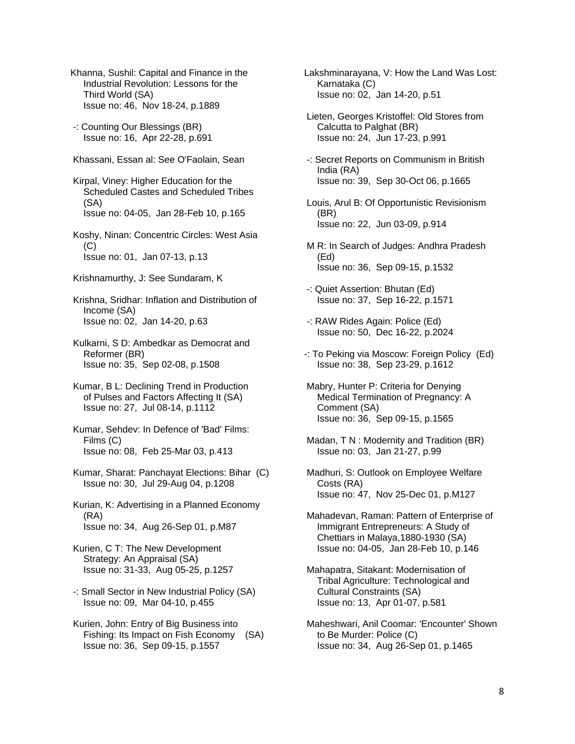Khanna, Sushil: Capital and Finance in the Industrial Revolution: Lessons for the Third World (SA)
Issue no: 46, Nov 18-24, p.1889

-: Counting Our Blessings (BR)
Issue no: 16, Apr 22-28, p.691

Khassani, Essan al: See O'Faolain, Sean

Kirpal, Viney: Higher Education for the Scheduled Castes and Scheduled Tribes (SA)
Issue no: 04-05, Jan 28-Feb 10, p.165

Koshy, Ninan: Concentric Circles: West Asia (C)
Issue no: 01, Jan 07-13, p.13

Krishnamurthy, J: See Sundaram, K

Krishna, Sridhar: Inflation and Distribution of Income (SA)
Issue no: 02, Jan 14-20, p.63

Kulkarni, S D: Ambedkar as Democrat and Reformer (BR)
Issue no: 35, Sep 02-08, p.1508

Kumar, B L: Declining Trend in Production of Pulses and Factors Affecting It (SA)
Issue no: 27, Jul 08-14, p.1112

Kumar, Sehdev: In Defence of 'Bad' Films: Films (C)
Issue no: 08, Feb 25-Mar 03, p.413

Kumar, Sharat: Panchayat Elections: Bihar (C)
Issue no: 30, Jul 29-Aug 04, p.1208

Kurian, K: Advertising in a Planned Economy (RA)
Issue no: 34, Aug 26-Sep 01, p.M87

Kurien, C T: The New Development Strategy: An Appraisal (SA)
Issue no: 31-33, Aug 05-25, p.1257

-: Small Sector in New Industrial Policy (SA)
Issue no: 09, Mar 04-10, p.455

Kurien, John: Entry of Big Business into Fishing: Its Impact on Fish Economy (SA)
Issue no: 36, Sep 09-15, p.1557

Lakshminarayana, V: How the Land Was Lost: Karnataka (C)
Issue no: 02, Jan 14-20, p.51

Lieten, Georges Kristoffel: Old Stores from Calcutta to Palghat (BR)
Issue no: 24, Jun 17-23, p.991

-: Secret Reports on Communism in British India (RA)
Issue no: 39, Sep 30-Oct 06, p.1665

Louis, Arul B: Of Opportunistic Revisionism (BR)
Issue no: 22, Jun 03-09, p.914

M R: In Search of Judges: Andhra Pradesh (Ed)
Issue no: 36, Sep 09-15, p.1532

-: Quiet Assertion: Bhutan (Ed)
Issue no: 37, Sep 16-22, p.1571

-: RAW Rides Again: Police (Ed)
Issue no: 50, Dec 16-22, p.2024

-: To Peking via Moscow: Foreign Policy (Ed)
Issue no: 38, Sep 23-29, p.1612

Mabry, Hunter P: Criteria for Denying Medical Termination of Pregnancy: A Comment (SA)
Issue no: 36, Sep 09-15, p.1565

Madan, T N : Modernity and Tradition (BR)
Issue no: 03, Jan 21-27, p.99

Madhuri, S: Outlook on Employee Welfare Costs (RA)
Issue no: 47, Nov 25-Dec 01, p.M127

Mahadevan, Raman: Pattern of Enterprise of Immigrant Entrepreneurs: A Study of Chettiars in Malaya,1880-1930 (SA)
Issue no: 04-05, Jan 28-Feb 10, p.146

Mahapatra, Sitakant: Modernisation of Tribal Agriculture: Technological and Cultural Constraints (SA)
Issue no: 13, Apr 01-07, p.581

Maheshwari, Anil Coomar: 'Encounter' Shown to Be Murder: Police (C)
Issue no: 34, Aug 26-Sep 01, p.1465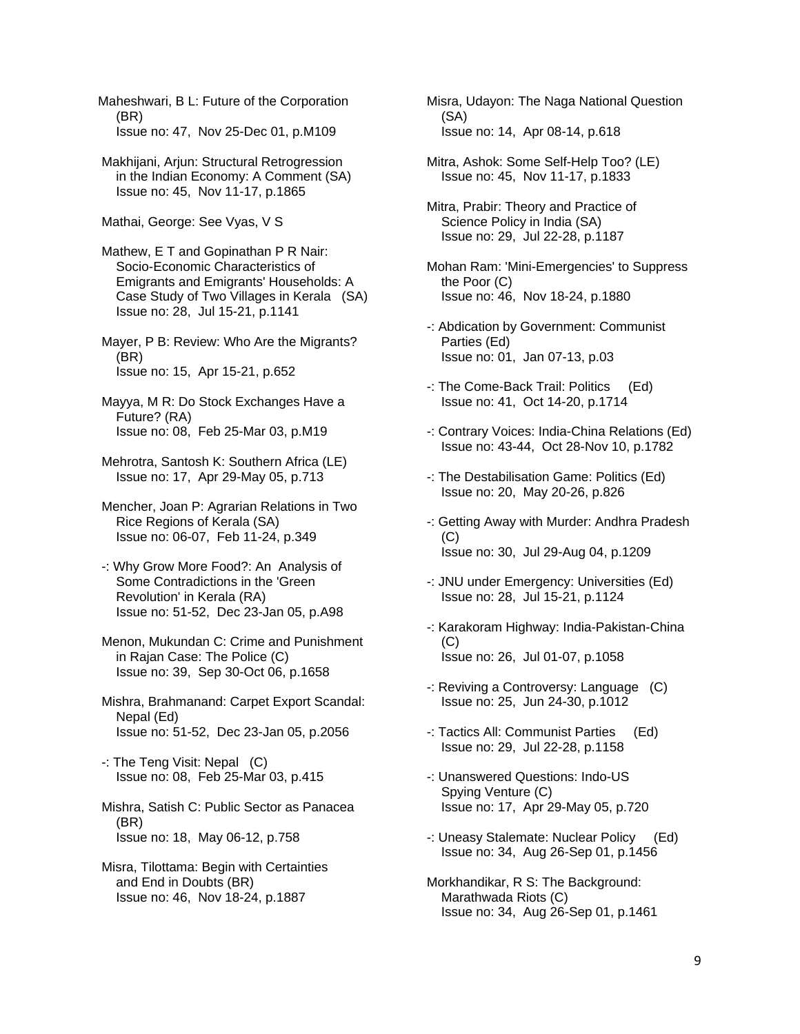Maheshwari, B L: Future of the Corporation (BR)
Issue no: 47, Nov 25-Dec 01, p.M109

Makhijani, Arjun: Structural Retrogression in the Indian Economy: A Comment (SA)
Issue no: 45, Nov 11-17, p.1865

Mathai, George: See Vyas, V S

Mathew, E T and Gopinathan P R Nair: Socio-Economic Characteristics of Emigrants and Emigrants' Households: A Case Study of Two Villages in Kerala (SA)
Issue no: 28, Jul 15-21, p.1141

Mayer, P B: Review: Who Are the Migrants? (BR)
Issue no: 15, Apr 15-21, p.652

Mayya, M R: Do Stock Exchanges Have a Future? (RA)
Issue no: 08, Feb 25-Mar 03, p.M19

Mehrotra, Santosh K: Southern Africa (LE)
Issue no: 17, Apr 29-May 05, p.713

Mencher, Joan P: Agrarian Relations in Two Rice Regions of Kerala (SA)
Issue no: 06-07, Feb 11-24, p.349

-: Why Grow More Food?: An Analysis of Some Contradictions in the 'Green Revolution' in Kerala (RA)
Issue no: 51-52, Dec 23-Jan 05, p.A98

Menon, Mukundan C: Crime and Punishment in Rajan Case: The Police (C)
Issue no: 39, Sep 30-Oct 06, p.1658

Mishra, Brahmanand: Carpet Export Scandal: Nepal (Ed)
Issue no: 51-52, Dec 23-Jan 05, p.2056

-: The Teng Visit: Nepal (C)
Issue no: 08, Feb 25-Mar 03, p.415

Mishra, Satish C: Public Sector as Panacea (BR)
Issue no: 18, May 06-12, p.758

Misra, Tilottama: Begin with Certainties and End in Doubts (BR)
Issue no: 46, Nov 18-24, p.1887

Misra, Udayon: The Naga National Question (SA)
Issue no: 14, Apr 08-14, p.618

Mitra, Ashok: Some Self-Help Too? (LE)
Issue no: 45, Nov 11-17, p.1833

Mitra, Prabir: Theory and Practice of Science Policy in India (SA)
Issue no: 29, Jul 22-28, p.1187

Mohan Ram: 'Mini-Emergencies' to Suppress the Poor (C)
Issue no: 46, Nov 18-24, p.1880

-: Abdication by Government: Communist Parties (Ed)
Issue no: 01, Jan 07-13, p.03

-: The Come-Back Trail: Politics (Ed)
Issue no: 41, Oct 14-20, p.1714

-: Contrary Voices: India-China Relations (Ed)
Issue no: 43-44, Oct 28-Nov 10, p.1782

-: The Destabilisation Game: Politics (Ed)
Issue no: 20, May 20-26, p.826

-: Getting Away with Murder: Andhra Pradesh (C)
Issue no: 30, Jul 29-Aug 04, p.1209

-: JNU under Emergency: Universities (Ed)
Issue no: 28, Jul 15-21, p.1124

-: Karakoram Highway: India-Pakistan-China (C)
Issue no: 26, Jul 01-07, p.1058

-: Reviving a Controversy: Language (C)
Issue no: 25, Jun 24-30, p.1012

-: Tactics All: Communist Parties (Ed)
Issue no: 29, Jul 22-28, p.1158

-: Unanswered Questions: Indo-US Spying Venture (C)
Issue no: 17, Apr 29-May 05, p.720

-: Uneasy Stalemate: Nuclear Policy (Ed)
Issue no: 34, Aug 26-Sep 01, p.1456

Morkhandikar, R S: The Background: Marathwada Riots (C)
Issue no: 34, Aug 26-Sep 01, p.1461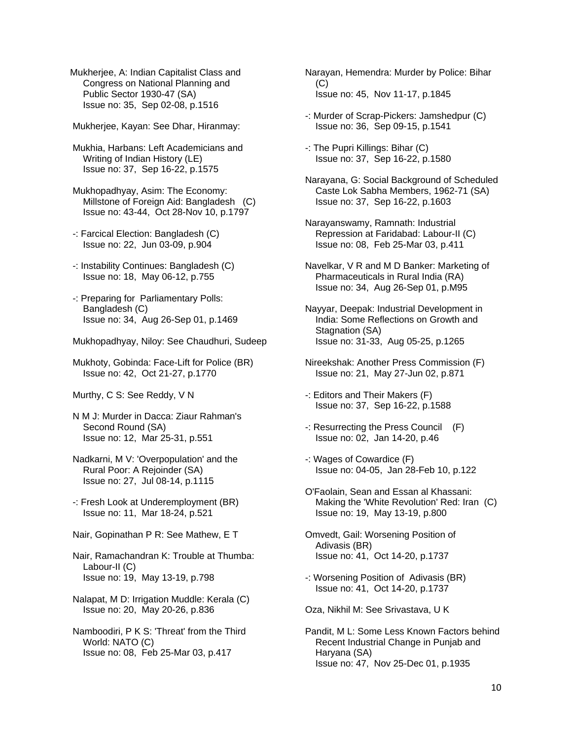Mukherjee, A: Indian Capitalist Class and Congress on National Planning and Public Sector 1930-47 (SA)
Issue no: 35, Sep 02-08, p.1516

Mukherjee, Kayan: See Dhar, Hiranmay:

Mukhia, Harbans: Left Academicians and Writing of Indian History (LE)
Issue no: 37, Sep 16-22, p.1575

Mukhopadhyay, Asim: The Economy: Millstone of Foreign Aid: Bangladesh (C)
Issue no: 43-44, Oct 28-Nov 10, p.1797

-: Farcical Election: Bangladesh (C)
Issue no: 22, Jun 03-09, p.904

-: Instability Continues: Bangladesh (C)
Issue no: 18, May 06-12, p.755

-: Preparing for Parliamentary Polls: Bangladesh (C)
Issue no: 34, Aug 26-Sep 01, p.1469

Mukhopadhyay, Niloy: See Chaudhuri, Sudeep

Mukhoty, Gobinda: Face-Lift for Police (BR)
Issue no: 42, Oct 21-27, p.1770

Murthy, C S: See Reddy, V N

N M J: Murder in Dacca: Ziaur Rahman's Second Round (SA)
Issue no: 12, Mar 25-31, p.551

Nadkarni, M V: 'Overpopulation' and the Rural Poor: A Rejoinder (SA)
Issue no: 27, Jul 08-14, p.1115

-: Fresh Look at Underemployment (BR)
Issue no: 11, Mar 18-24, p.521

Nair, Gopinathan P R: See Mathew, E T

Nair, Ramachandran K: Trouble at Thumba: Labour-II (C)
Issue no: 19, May 13-19, p.798

Nalapat, M D: Irrigation Muddle: Kerala (C)
Issue no: 20, May 20-26, p.836

Namboodiri, P K S: 'Threat' from the Third World: NATO (C)
Issue no: 08, Feb 25-Mar 03, p.417

Narayan, Hemendra: Murder by Police: Bihar (C)
Issue no: 45, Nov 11-17, p.1845

-: Murder of Scrap-Pickers: Jamshedpur (C)
Issue no: 36, Sep 09-15, p.1541

-: The Pupri Killings: Bihar (C)
Issue no: 37, Sep 16-22, p.1580

Narayana, G: Social Background of Scheduled Caste Lok Sabha Members, 1962-71 (SA)
Issue no: 37, Sep 16-22, p.1603

Narayanswamy, Ramnath: Industrial Repression at Faridabad: Labour-II (C)
Issue no: 08, Feb 25-Mar 03, p.411

Navelkar, V R and M D Banker: Marketing of Pharmaceuticals in Rural India (RA)
Issue no: 34, Aug 26-Sep 01, p.M95

Nayyar, Deepak: Industrial Development in India: Some Reflections on Growth and Stagnation (SA)
Issue no: 31-33, Aug 05-25, p.1265

Nireekshak: Another Press Commission (F)
Issue no: 21, May 27-Jun 02, p.871

-: Editors and Their Makers (F)
Issue no: 37, Sep 16-22, p.1588

-: Resurrecting the Press Council (F)
Issue no: 02, Jan 14-20, p.46

-: Wages of Cowardice (F)
Issue no: 04-05, Jan 28-Feb 10, p.122

O'Faolain, Sean and Essan al Khassani: Making the 'White Revolution' Red: Iran (C)
Issue no: 19, May 13-19, p.800

Omvedt, Gail: Worsening Position of Adivasis (BR)
Issue no: 41, Oct 14-20, p.1737

-: Worsening Position of Adivasis (BR)
Issue no: 41, Oct 14-20, p.1737

Oza, Nikhil M: See Srivastava, U K

Pandit, M L: Some Less Known Factors behind Recent Industrial Change in Punjab and Haryana (SA)
Issue no: 47, Nov 25-Dec 01, p.1935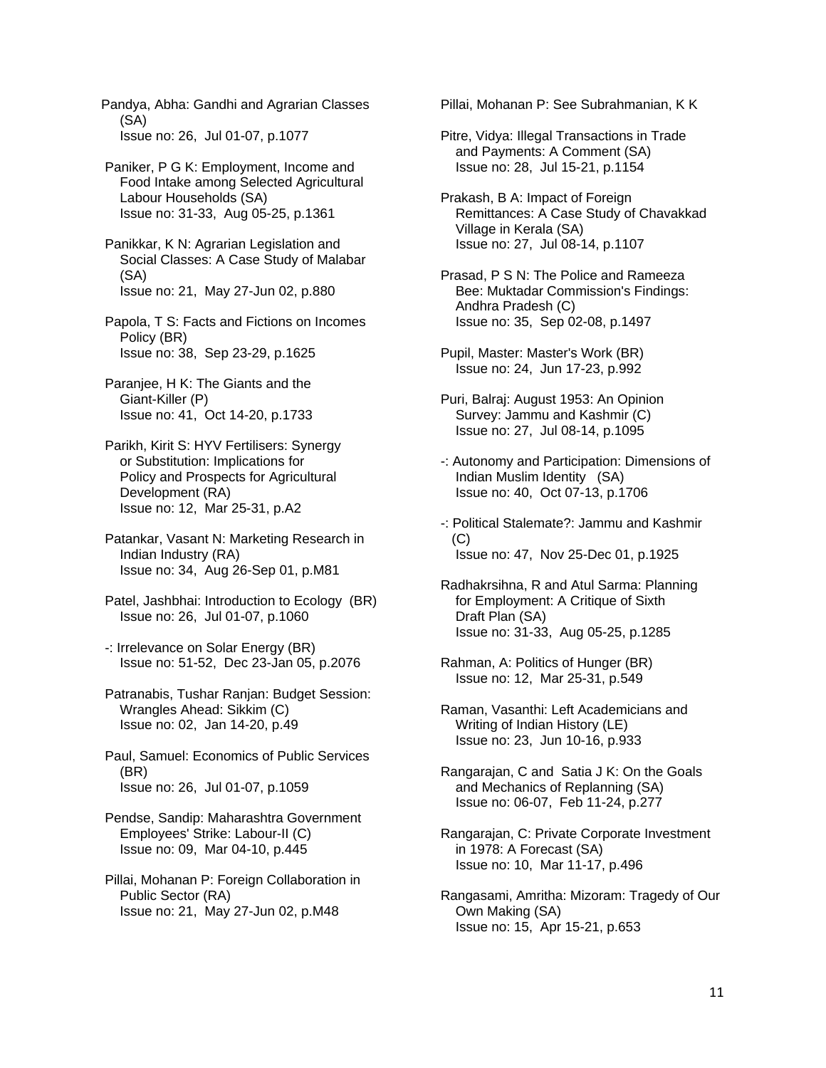Pandya, Abha: Gandhi and Agrarian Classes (SA)
Issue no: 26, Jul 01-07, p.1077

Paniker, P G K: Employment, Income and Food Intake among Selected Agricultural Labour Households (SA)
Issue no: 31-33, Aug 05-25, p.1361

Panikkar, K N: Agrarian Legislation and Social Classes: A Case Study of Malabar (SA)
Issue no: 21, May 27-Jun 02, p.880

Papola, T S: Facts and Fictions on Incomes Policy (BR)
Issue no: 38, Sep 23-29, p.1625

Paranjee, H K: The Giants and the Giant-Killer (P)
Issue no: 41, Oct 14-20, p.1733

Parikh, Kirit S: HYV Fertilisers: Synergy or Substitution: Implications for Policy and Prospects for Agricultural Development (RA)
Issue no: 12, Mar 25-31, p.A2

Patankar, Vasant N: Marketing Research in Indian Industry (RA)
Issue no: 34, Aug 26-Sep 01, p.M81

Patel, Jashbhai: Introduction to Ecology (BR)
Issue no: 26, Jul 01-07, p.1060

-: Irrelevance on Solar Energy (BR)
Issue no: 51-52, Dec 23-Jan 05, p.2076

Patranabis, Tushar Ranjan: Budget Session: Wrangles Ahead: Sikkim (C)
Issue no: 02, Jan 14-20, p.49

Paul, Samuel: Economics of Public Services (BR)
Issue no: 26, Jul 01-07, p.1059

Pendse, Sandip: Maharashtra Government Employees' Strike: Labour-II (C)
Issue no: 09, Mar 04-10, p.445

Pillai, Mohanan P: Foreign Collaboration in Public Sector (RA)
Issue no: 21, May 27-Jun 02, p.M48

Pillai, Mohanan P: See Subrahmanian, K K

Pitre, Vidya: Illegal Transactions in Trade and Payments: A Comment (SA)
Issue no: 28, Jul 15-21, p.1154

Prakash, B A: Impact of Foreign Remittances: A Case Study of Chavakkad Village in Kerala (SA)
Issue no: 27, Jul 08-14, p.1107

Prasad, P S N: The Police and Rameeza Bee: Muktadar Commission's Findings: Andhra Pradesh (C)
Issue no: 35, Sep 02-08, p.1497

Pupil, Master: Master's Work (BR)
Issue no: 24, Jun 17-23, p.992

Puri, Balraj: August 1953: An Opinion Survey: Jammu and Kashmir (C)
Issue no: 27, Jul 08-14, p.1095

-: Autonomy and Participation: Dimensions of Indian Muslim Identity (SA)
Issue no: 40, Oct 07-13, p.1706

-: Political Stalemate?: Jammu and Kashmir (C)
Issue no: 47, Nov 25-Dec 01, p.1925

Radhakrsihna, R and Atul Sarma: Planning for Employment: A Critique of Sixth Draft Plan (SA)
Issue no: 31-33, Aug 05-25, p.1285

Rahman, A: Politics of Hunger (BR)
Issue no: 12, Mar 25-31, p.549

Raman, Vasanthi: Left Academicians and Writing of Indian History (LE)
Issue no: 23, Jun 10-16, p.933

Rangarajan, C and Satia J K: On the Goals and Mechanics of Replanning (SA)
Issue no: 06-07, Feb 11-24, p.277

Rangarajan, C: Private Corporate Investment in 1978: A Forecast (SA)
Issue no: 10, Mar 11-17, p.496

Rangasami, Amritha: Mizoram: Tragedy of Our Own Making (SA)
Issue no: 15, Apr 15-21, p.653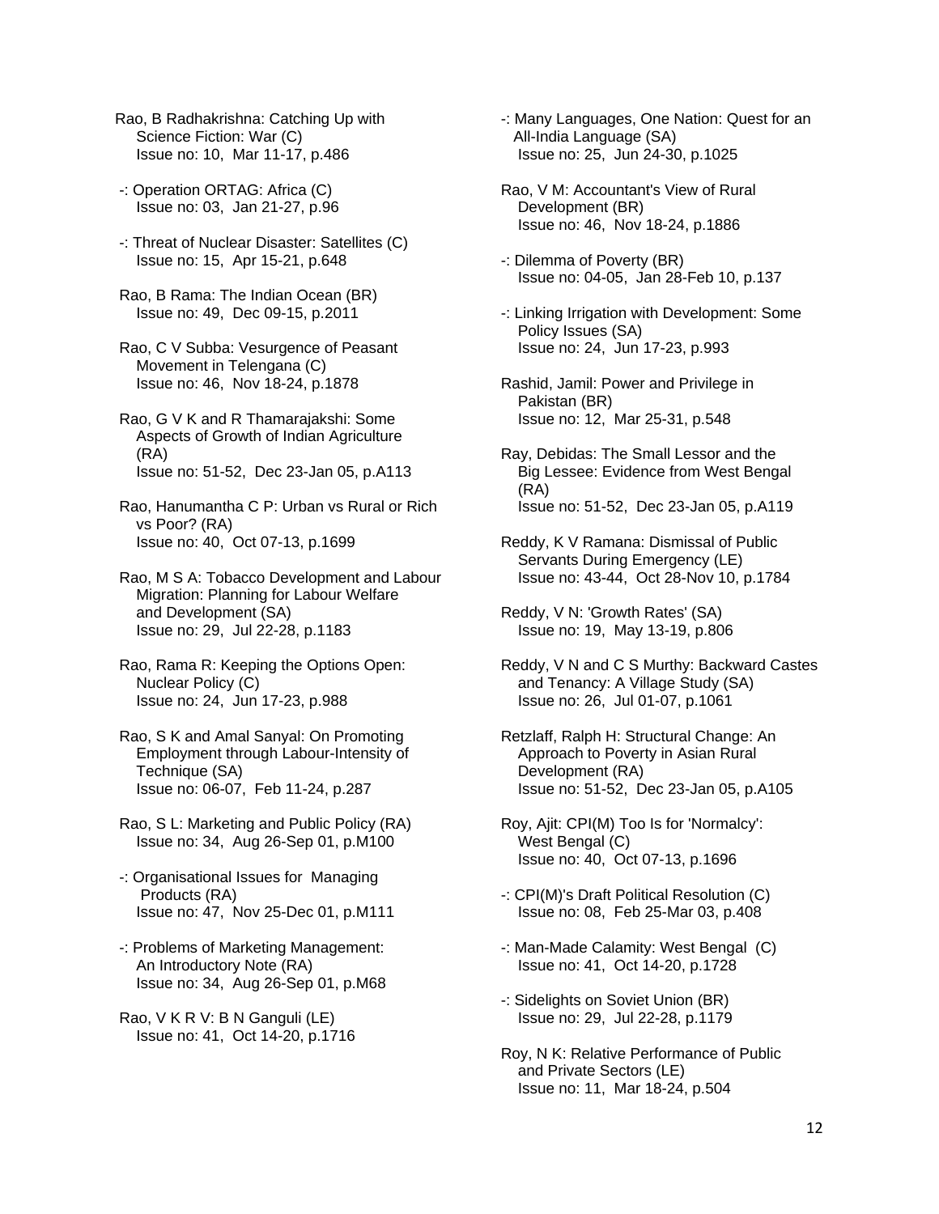Rao, B Radhakrishna: Catching Up with Science Fiction: War (C)
Issue no: 10, Mar 11-17, p.486

-: Operation ORTAG: Africa (C)
Issue no: 03, Jan 21-27, p.96

-: Threat of Nuclear Disaster: Satellites (C)
Issue no: 15, Apr 15-21, p.648

Rao, B Rama: The Indian Ocean (BR)
Issue no: 49, Dec 09-15, p.2011

Rao, C V Subba: Vesurgence of Peasant Movement in Telengana (C)
Issue no: 46, Nov 18-24, p.1878

Rao, G V K and R Thamarajakshi: Some Aspects of Growth of Indian Agriculture (RA)
Issue no: 51-52, Dec 23-Jan 05, p.A113

Rao, Hanumantha C P: Urban vs Rural or Rich vs Poor? (RA)
Issue no: 40, Oct 07-13, p.1699

Rao, M S A: Tobacco Development and Labour Migration: Planning for Labour Welfare and Development (SA)
Issue no: 29, Jul 22-28, p.1183

Rao, Rama R: Keeping the Options Open: Nuclear Policy (C)
Issue no: 24, Jun 17-23, p.988

Rao, S K and Amal Sanyal: On Promoting Employment through Labour-Intensity of Technique (SA)
Issue no: 06-07, Feb 11-24, p.287

Rao, S L: Marketing and Public Policy (RA)
Issue no: 34, Aug 26-Sep 01, p.M100

-: Organisational Issues for Managing Products (RA)
Issue no: 47, Nov 25-Dec 01, p.M111

-: Problems of Marketing Management: An Introductory Note (RA)
Issue no: 34, Aug 26-Sep 01, p.M68

Rao, V K R V: B N Ganguli (LE)
Issue no: 41, Oct 14-20, p.1716

-: Many Languages, One Nation: Quest for an All-India Language (SA)
Issue no: 25, Jun 24-30, p.1025

Rao, V M: Accountant's View of Rural Development (BR)
Issue no: 46, Nov 18-24, p.1886

-: Dilemma of Poverty (BR)
Issue no: 04-05, Jan 28-Feb 10, p.137

-: Linking Irrigation with Development: Some Policy Issues (SA)
Issue no: 24, Jun 17-23, p.993

Rashid, Jamil: Power and Privilege in Pakistan (BR)
Issue no: 12, Mar 25-31, p.548

Ray, Debidas: The Small Lessor and the Big Lessee: Evidence from West Bengal (RA)
Issue no: 51-52, Dec 23-Jan 05, p.A119

Reddy, K V Ramana: Dismissal of Public Servants During Emergency (LE)
Issue no: 43-44, Oct 28-Nov 10, p.1784

Reddy, V N: 'Growth Rates' (SA)
Issue no: 19, May 13-19, p.806

Reddy, V N and C S Murthy: Backward Castes and Tenancy: A Village Study (SA)
Issue no: 26, Jul 01-07, p.1061

Retzlaff, Ralph H: Structural Change: An Approach to Poverty in Asian Rural Development (RA)
Issue no: 51-52, Dec 23-Jan 05, p.A105

Roy, Ajit: CPI(M) Too Is for 'Normalcy': West Bengal (C)
Issue no: 40, Oct 07-13, p.1696

-: CPI(M)'s Draft Political Resolution (C)
Issue no: 08, Feb 25-Mar 03, p.408

-: Man-Made Calamity: West Bengal (C)
Issue no: 41, Oct 14-20, p.1728

-: Sidelights on Soviet Union (BR)
Issue no: 29, Jul 22-28, p.1179

Roy, N K: Relative Performance of Public and Private Sectors (LE)
Issue no: 11, Mar 18-24, p.504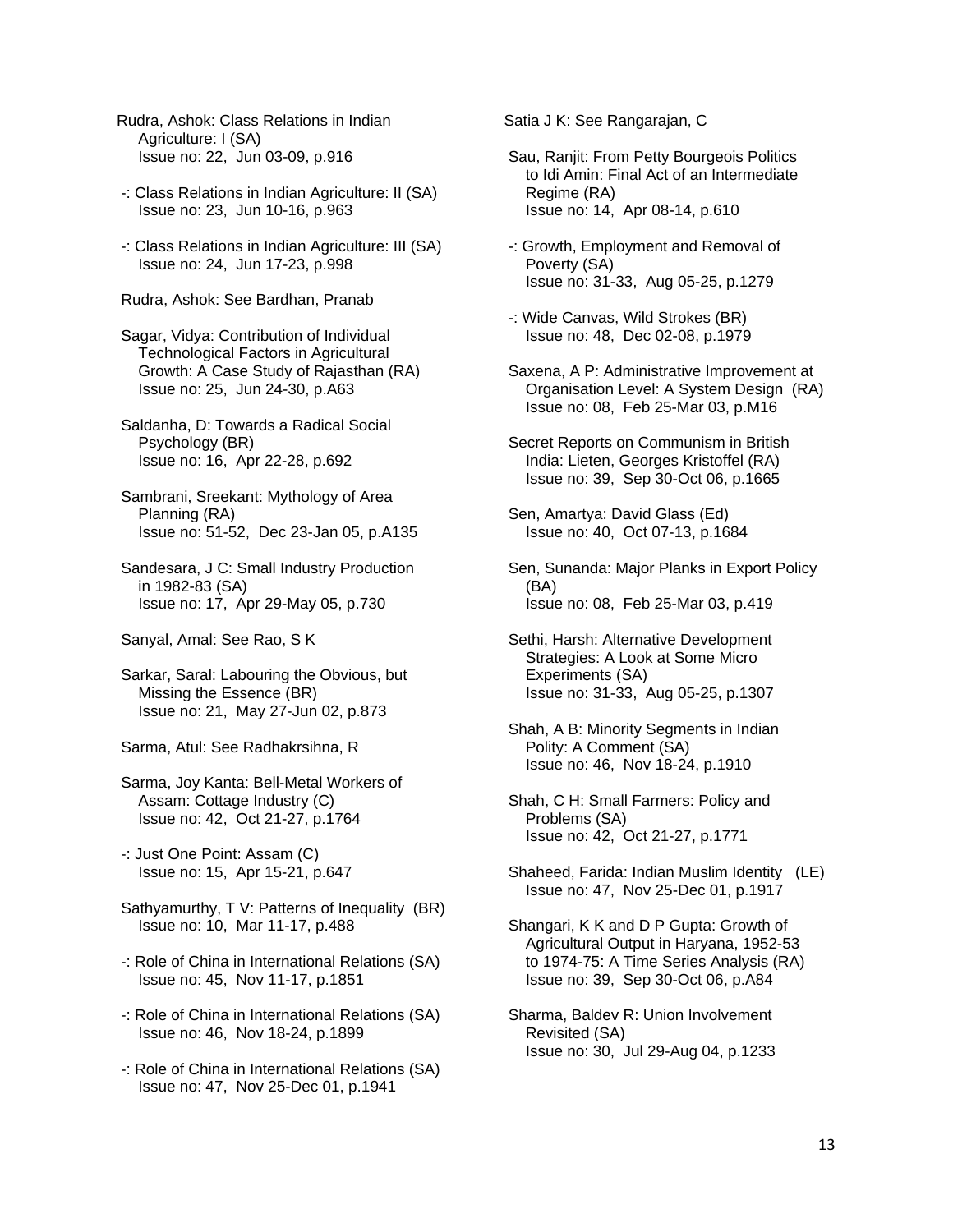Rudra, Ashok: Class Relations in Indian Agriculture: I (SA)
Issue no: 22, Jun 03-09, p.916

-: Class Relations in Indian Agriculture: II (SA)
Issue no: 23, Jun 10-16, p.963

-: Class Relations in Indian Agriculture: III (SA)
Issue no: 24, Jun 17-23, p.998

Rudra, Ashok: See Bardhan, Pranab

Sagar, Vidya: Contribution of Individual Technological Factors in Agricultural Growth: A Case Study of Rajasthan (RA)
Issue no: 25, Jun 24-30, p.A63

Saldanha, D: Towards a Radical Social Psychology (BR)
Issue no: 16, Apr 22-28, p.692

Sambrani, Sreekant: Mythology of Area Planning (RA)
Issue no: 51-52, Dec 23-Jan 05, p.A135

Sandesara, J C: Small Industry Production in 1982-83 (SA)
Issue no: 17, Apr 29-May 05, p.730

Sanyal, Amal: See Rao, S K

Sarkar, Saral: Labouring the Obvious, but Missing the Essence (BR)
Issue no: 21, May 27-Jun 02, p.873

Sarma, Atul: See Radhakrsihna, R

Sarma, Joy Kanta: Bell-Metal Workers of Assam: Cottage Industry (C)
Issue no: 42, Oct 21-27, p.1764

-: Just One Point: Assam (C)
Issue no: 15, Apr 15-21, p.647

Sathyamurthy, T V: Patterns of Inequality (BR)
Issue no: 10, Mar 11-17, p.488

-: Role of China in International Relations (SA)
Issue no: 45, Nov 11-17, p.1851

-: Role of China in International Relations (SA)
Issue no: 46, Nov 18-24, p.1899

-: Role of China in International Relations (SA)
Issue no: 47, Nov 25-Dec 01, p.1941

Satia J K: See Rangarajan, C

Sau, Ranjit: From Petty Bourgeois Politics to Idi Amin: Final Act of an Intermediate Regime (RA)
Issue no: 14, Apr 08-14, p.610

-: Growth, Employment and Removal of Poverty (SA)
Issue no: 31-33, Aug 05-25, p.1279

-: Wide Canvas, Wild Strokes (BR)
Issue no: 48, Dec 02-08, p.1979

Saxena, A P: Administrative Improvement at Organisation Level: A System Design (RA)
Issue no: 08, Feb 25-Mar 03, p.M16

Secret Reports on Communism in British India: Lieten, Georges Kristoffel (RA)
Issue no: 39, Sep 30-Oct 06, p.1665

Sen, Amartya: David Glass (Ed)
Issue no: 40, Oct 07-13, p.1684

Sen, Sunanda: Major Planks in Export Policy (BA)
Issue no: 08, Feb 25-Mar 03, p.419

Sethi, Harsh: Alternative Development Strategies: A Look at Some Micro Experiments (SA)
Issue no: 31-33, Aug 05-25, p.1307

Shah, A B: Minority Segments in Indian Polity: A Comment (SA)
Issue no: 46, Nov 18-24, p.1910

Shah, C H: Small Farmers: Policy and Problems (SA)
Issue no: 42, Oct 21-27, p.1771

Shaheed, Farida: Indian Muslim Identity (LE)
Issue no: 47, Nov 25-Dec 01, p.1917

Shangari, K K and D P Gupta: Growth of Agricultural Output in Haryana, 1952-53 to 1974-75: A Time Series Analysis (RA)
Issue no: 39, Sep 30-Oct 06, p.A84

Sharma, Baldev R: Union Involvement Revisited (SA)
Issue no: 30, Jul 29-Aug 04, p.1233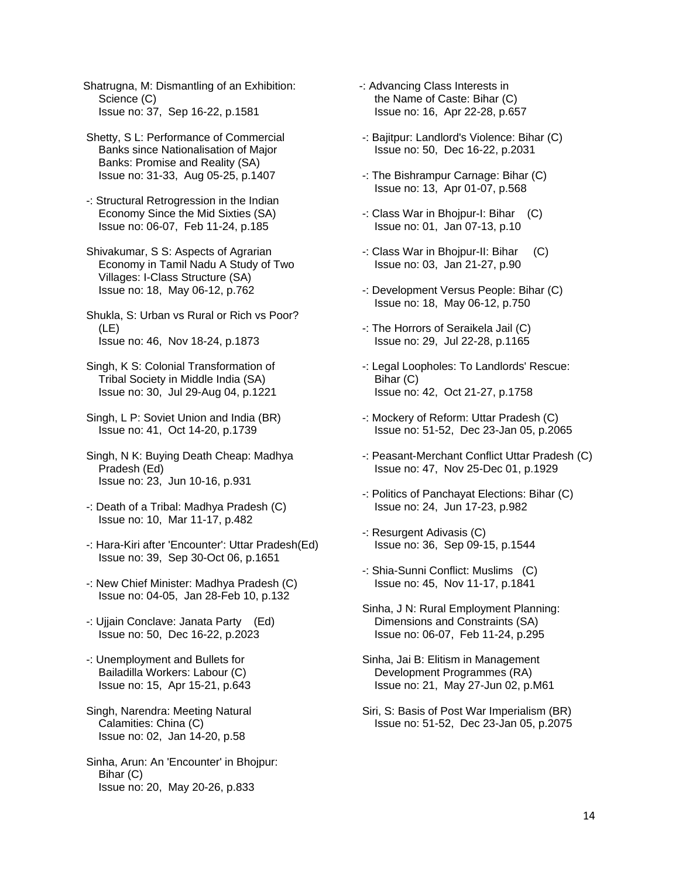Shatrugna, M: Dismantling of an Exhibition: Science (C)
Issue no: 37, Sep 16-22, p.1581

Shetty, S L: Performance of Commercial Banks since Nationalisation of Major Banks: Promise and Reality (SA)
Issue no: 31-33, Aug 05-25, p.1407

-: Structural Retrogression in the Indian Economy Since the Mid Sixties (SA)
Issue no: 06-07, Feb 11-24, p.185

Shivakumar, S S: Aspects of Agrarian Economy in Tamil Nadu A Study of Two Villages: I-Class Structure (SA)
Issue no: 18, May 06-12, p.762

Shukla, S: Urban vs Rural or Rich vs Poor? (LE)
Issue no: 46, Nov 18-24, p.1873

Singh, K S: Colonial Transformation of Tribal Society in Middle India (SA)
Issue no: 30, Jul 29-Aug 04, p.1221

Singh, L P: Soviet Union and India (BR)
Issue no: 41, Oct 14-20, p.1739

Singh, N K: Buying Death Cheap: Madhya Pradesh (Ed)
Issue no: 23, Jun 10-16, p.931

-: Death of a Tribal: Madhya Pradesh (C)
Issue no: 10, Mar 11-17, p.482

-: Hara-Kiri after 'Encounter': Uttar Pradesh(Ed)
Issue no: 39, Sep 30-Oct 06, p.1651

-: New Chief Minister: Madhya Pradesh (C)
Issue no: 04-05, Jan 28-Feb 10, p.132

-: Ujjain Conclave: Janata Party (Ed)
Issue no: 50, Dec 16-22, p.2023

-: Unemployment and Bullets for Bailadilla Workers: Labour (C)
Issue no: 15, Apr 15-21, p.643

Singh, Narendra: Meeting Natural Calamities: China (C)
Issue no: 02, Jan 14-20, p.58

Sinha, Arun: An 'Encounter' in Bhojpur: Bihar (C)
Issue no: 20, May 20-26, p.833

-: Advancing Class Interests in the Name of Caste: Bihar (C)
Issue no: 16, Apr 22-28, p.657

-: Bajitpur: Landlord's Violence: Bihar (C)
Issue no: 50, Dec 16-22, p.2031

-: The Bishrampur Carnage: Bihar (C)
Issue no: 13, Apr 01-07, p.568

-: Class War in Bhojpur-I: Bihar (C)
Issue no: 01, Jan 07-13, p.10

-: Class War in Bhojpur-II: Bihar (C)
Issue no: 03, Jan 21-27, p.90

-: Development Versus People: Bihar (C)
Issue no: 18, May 06-12, p.750

-: The Horrors of Seraikela Jail (C)
Issue no: 29, Jul 22-28, p.1165

-: Legal Loopholes: To Landlords' Rescue: Bihar (C)
Issue no: 42, Oct 21-27, p.1758

-: Mockery of Reform: Uttar Pradesh (C)
Issue no: 51-52, Dec 23-Jan 05, p.2065

-: Peasant-Merchant Conflict Uttar Pradesh (C)
Issue no: 47, Nov 25-Dec 01, p.1929

-: Politics of Panchayat Elections: Bihar (C)
Issue no: 24, Jun 17-23, p.982

-: Resurgent Adivasis (C)
Issue no: 36, Sep 09-15, p.1544

-: Shia-Sunni Conflict: Muslims (C)
Issue no: 45, Nov 11-17, p.1841

Sinha, J N: Rural Employment Planning: Dimensions and Constraints (SA)
Issue no: 06-07, Feb 11-24, p.295

Sinha, Jai B: Elitism in Management Development Programmes (RA)
Issue no: 21, May 27-Jun 02, p.M61

Siri, S: Basis of Post War Imperialism (BR)
Issue no: 51-52, Dec 23-Jan 05, p.2075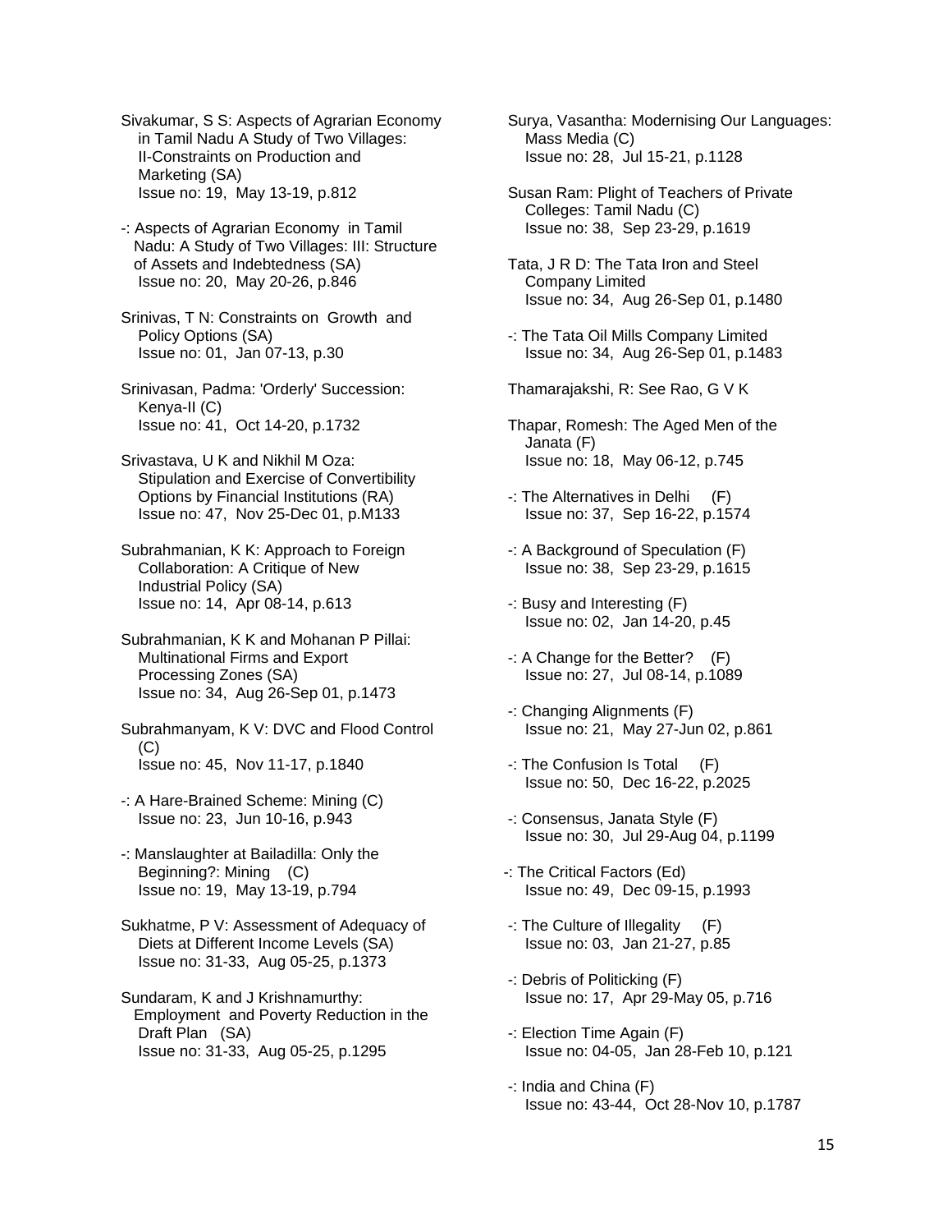Sivakumar, S S: Aspects of Agrarian Economy in Tamil Nadu A Study of Two Villages: II-Constraints on Production and Marketing (SA)
Issue no: 19, May 13-19, p.812

-: Aspects of Agrarian Economy in Tamil Nadu: A Study of Two Villages: III: Structure of Assets and Indebtedness (SA)
Issue no: 20, May 20-26, p.846

Srinivas, T N: Constraints on Growth and Policy Options (SA)
Issue no: 01, Jan 07-13, p.30

Srinivasan, Padma: 'Orderly' Succession: Kenya-II (C)
Issue no: 41, Oct 14-20, p.1732

Srivastava, U K and Nikhil M Oza: Stipulation and Exercise of Convertibility Options by Financial Institutions (RA)
Issue no: 47, Nov 25-Dec 01, p.M133

Subrahmanian, K K: Approach to Foreign Collaboration: A Critique of New Industrial Policy (SA)
Issue no: 14, Apr 08-14, p.613

Subrahmanian, K K and Mohanan P Pillai: Multinational Firms and Export Processing Zones (SA)
Issue no: 34, Aug 26-Sep 01, p.1473

Subrahmanyam, K V: DVC and Flood Control (C)
Issue no: 45, Nov 11-17, p.1840

-: A Hare-Brained Scheme: Mining (C)
Issue no: 23, Jun 10-16, p.943

-: Manslaughter at Bailadilla: Only the Beginning?: Mining (C)
Issue no: 19, May 13-19, p.794

Sukhatme, P V: Assessment of Adequacy of Diets at Different Income Levels (SA)
Issue no: 31-33, Aug 05-25, p.1373

Sundaram, K and J Krishnamurthy: Employment and Poverty Reduction in the Draft Plan (SA)
Issue no: 31-33, Aug 05-25, p.1295

Surya, Vasantha: Modernising Our Languages: Mass Media (C)
Issue no: 28, Jul 15-21, p.1128

Susan Ram: Plight of Teachers of Private Colleges: Tamil Nadu (C)
Issue no: 38, Sep 23-29, p.1619

Tata, J R D: The Tata Iron and Steel Company Limited
Issue no: 34, Aug 26-Sep 01, p.1480

-: The Tata Oil Mills Company Limited
Issue no: 34, Aug 26-Sep 01, p.1483

Thamarajakshi, R: See Rao, G V K

Thapar, Romesh: The Aged Men of the Janata (F)
Issue no: 18, May 06-12, p.745

-: The Alternatives in Delhi (F)
Issue no: 37, Sep 16-22, p.1574

-: A Background of Speculation (F)
Issue no: 38, Sep 23-29, p.1615

-: Busy and Interesting (F)
Issue no: 02, Jan 14-20, p.45

-: A Change for the Better? (F)
Issue no: 27, Jul 08-14, p.1089

-: Changing Alignments (F)
Issue no: 21, May 27-Jun 02, p.861

-: The Confusion Is Total (F)
Issue no: 50, Dec 16-22, p.2025

-: Consensus, Janata Style (F)
Issue no: 30, Jul 29-Aug 04, p.1199

-: The Critical Factors (Ed)
Issue no: 49, Dec 09-15, p.1993

-: The Culture of Illegality (F)
Issue no: 03, Jan 21-27, p.85

-: Debris of Politicking (F)
Issue no: 17, Apr 29-May 05, p.716

-: Election Time Again (F)
Issue no: 04-05, Jan 28-Feb 10, p.121

-: India and China (F)
Issue no: 43-44, Oct 28-Nov 10, p.1787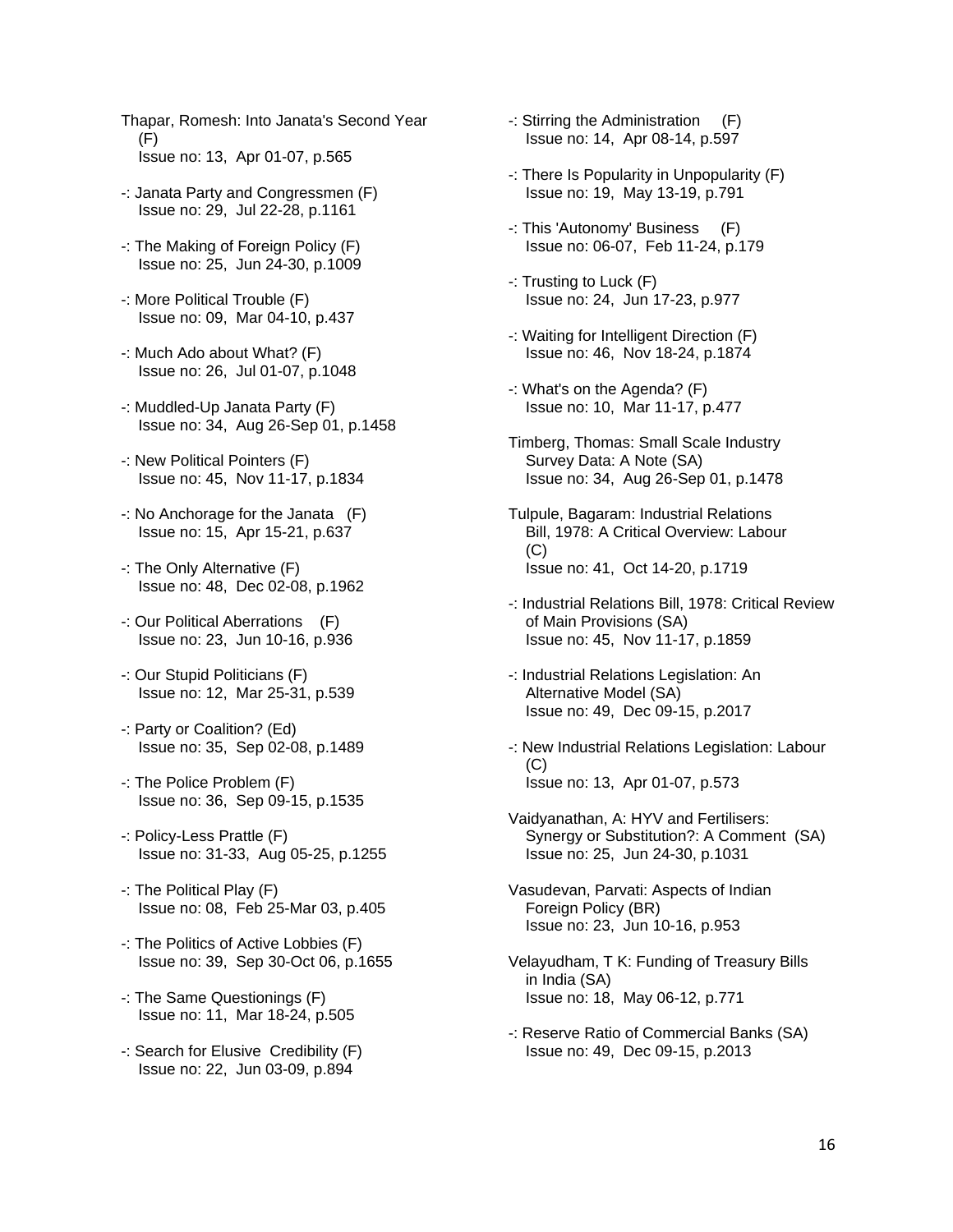Thapar, Romesh: Into Janata's Second Year (F)
Issue no: 13, Apr 01-07, p.565

-: Janata Party and Congressmen (F)
Issue no: 29, Jul 22-28, p.1161

-: The Making of Foreign Policy (F)
Issue no: 25, Jun 24-30, p.1009

-: More Political Trouble (F)
Issue no: 09, Mar 04-10, p.437

-: Much Ado about What? (F)
Issue no: 26, Jul 01-07, p.1048

-: Muddled-Up Janata Party (F)
Issue no: 34, Aug 26-Sep 01, p.1458

-: New Political Pointers (F)
Issue no: 45, Nov 11-17, p.1834

-: No Anchorage for the Janata (F)
Issue no: 15, Apr 15-21, p.637

-: The Only Alternative (F)
Issue no: 48, Dec 02-08, p.1962

-: Our Political Aberrations (F)
Issue no: 23, Jun 10-16, p.936

-: Our Stupid Politicians (F)
Issue no: 12, Mar 25-31, p.539

-: Party or Coalition? (Ed)
Issue no: 35, Sep 02-08, p.1489

-: The Police Problem (F)
Issue no: 36, Sep 09-15, p.1535

-: Policy-Less Prattle (F)
Issue no: 31-33, Aug 05-25, p.1255

-: The Political Play (F)
Issue no: 08, Feb 25-Mar 03, p.405

-: The Politics of Active Lobbies (F)
Issue no: 39, Sep 30-Oct 06, p.1655

-: The Same Questionings (F)
Issue no: 11, Mar 18-24, p.505

-: Search for Elusive Credibility (F)
Issue no: 22, Jun 03-09, p.894

-: Stirring the Administration (F)
Issue no: 14, Apr 08-14, p.597

-: There Is Popularity in Unpopularity (F)
Issue no: 19, May 13-19, p.791

-: This 'Autonomy' Business (F)
Issue no: 06-07, Feb 11-24, p.179

-: Trusting to Luck (F)
Issue no: 24, Jun 17-23, p.977

-: Waiting for Intelligent Direction (F)
Issue no: 46, Nov 18-24, p.1874

-: What's on the Agenda? (F)
Issue no: 10, Mar 11-17, p.477

Timberg, Thomas: Small Scale Industry Survey Data: A Note (SA)
Issue no: 34, Aug 26-Sep 01, p.1478

Tulpule, Bagaram: Industrial Relations Bill, 1978: A Critical Overview: Labour (C)
Issue no: 41, Oct 14-20, p.1719

-: Industrial Relations Bill, 1978: Critical Review of Main Provisions (SA)
Issue no: 45, Nov 11-17, p.1859

-: Industrial Relations Legislation: An Alternative Model (SA)
Issue no: 49, Dec 09-15, p.2017

-: New Industrial Relations Legislation: Labour (C)
Issue no: 13, Apr 01-07, p.573

Vaidyanathan, A: HYV and Fertilisers: Synergy or Substitution?: A Comment (SA)
Issue no: 25, Jun 24-30, p.1031

Vasudevan, Parvati: Aspects of Indian Foreign Policy (BR)
Issue no: 23, Jun 10-16, p.953

Velayudham, T K: Funding of Treasury Bills in India (SA)
Issue no: 18, May 06-12, p.771

-: Reserve Ratio of Commercial Banks (SA)
Issue no: 49, Dec 09-15, p.2013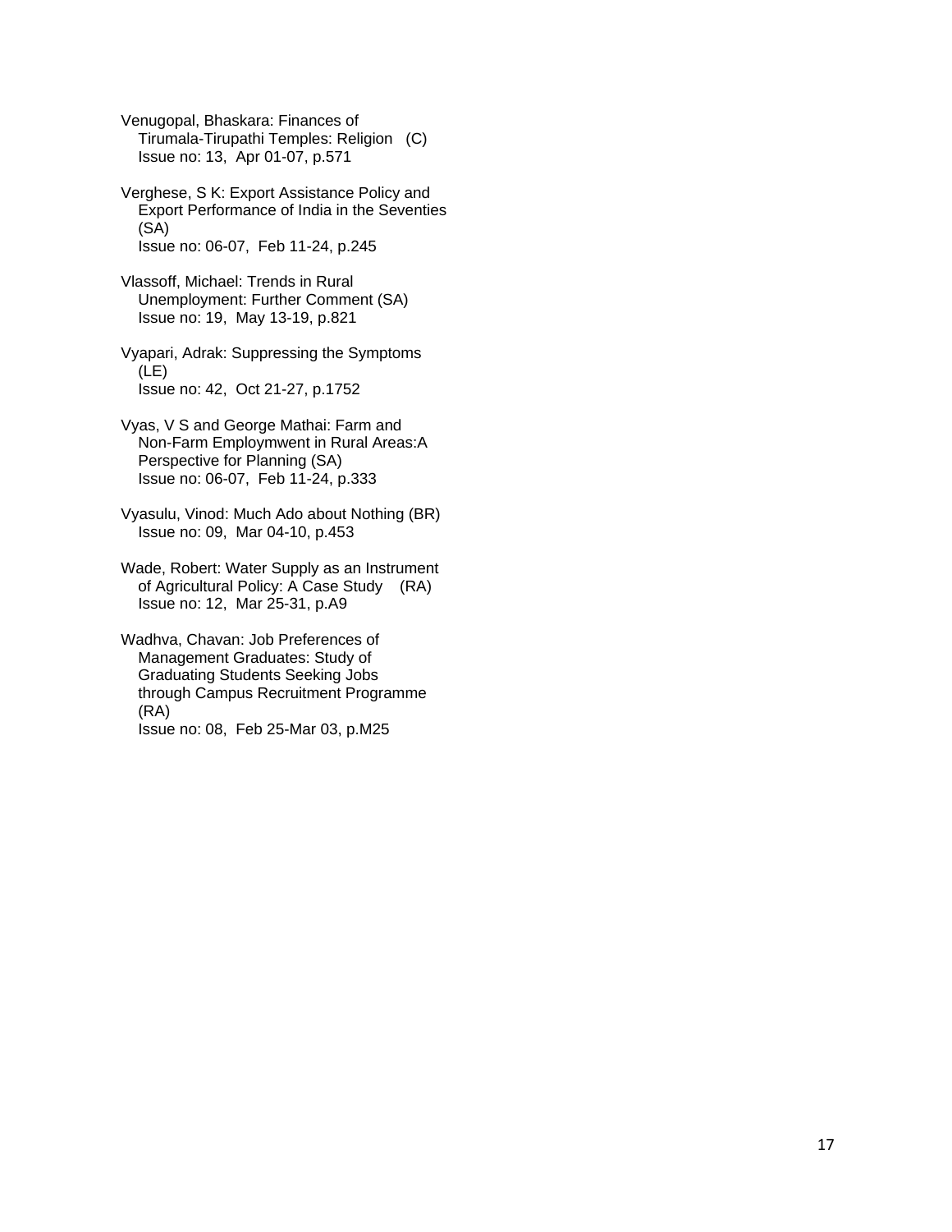Venugopal, Bhaskara: Finances of Tirumala-Tirupathi Temples: Religion (C)
Issue no: 13, Apr 01-07, p.571

Verghese, S K: Export Assistance Policy and Export Performance of India in the Seventies (SA)
Issue no: 06-07, Feb 11-24, p.245

Vlassoff, Michael: Trends in Rural Unemployment: Further Comment (SA)
Issue no: 19, May 13-19, p.821

Vyapari, Adrak: Suppressing the Symptoms (LE)
Issue no: 42, Oct 21-27, p.1752

Vyas, V S and George Mathai: Farm and Non-Farm Employmwent in Rural Areas:A Perspective for Planning (SA)
Issue no: 06-07, Feb 11-24, p.333

Vyasulu, Vinod: Much Ado about Nothing (BR)
Issue no: 09, Mar 04-10, p.453

Wade, Robert: Water Supply as an Instrument of Agricultural Policy: A Case Study (RA)
Issue no: 12, Mar 25-31, p.A9

Wadhva, Chavan: Job Preferences of Management Graduates: Study of Graduating Students Seeking Jobs through Campus Recruitment Programme (RA)
Issue no: 08, Feb 25-Mar 03, p.M25